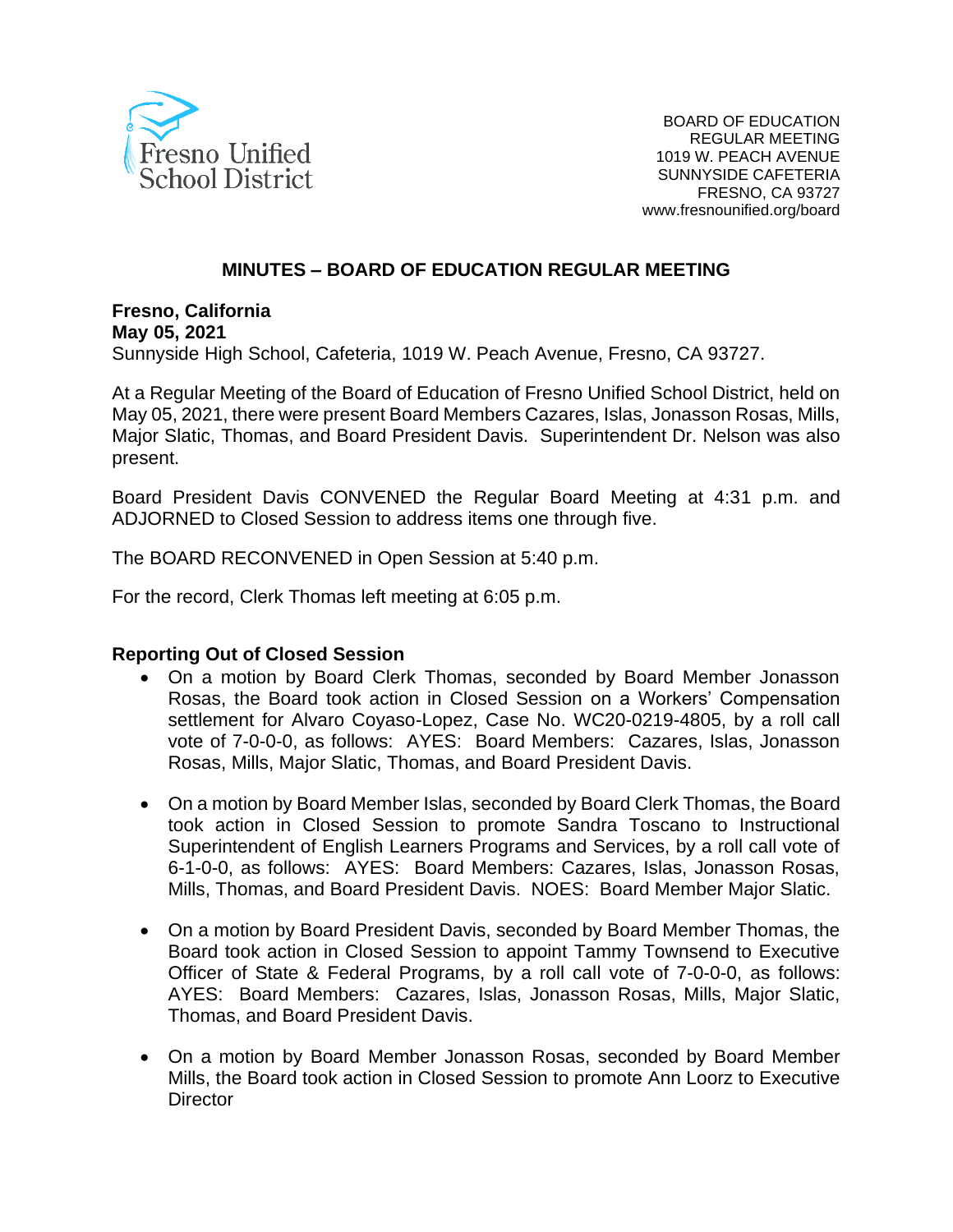BOARD OF EDUCATION
REGULAR MEETING
1019 W. PEACH AVENUE
SUNNYSIDE CAFETERIA
FRESNO, CA 93727
www.fresnounified.org/board

# MINUTES – BOARD OF EDUCATION REGULAR MEETING

**Fresno, California**
**May 05, 2021**
Sunnyside High School, Cafeteria, 1019 W. Peach Avenue, Fresno, CA 93727.

At a Regular Meeting of the Board of Education of Fresno Unified School District, held on May 05, 2021, there were present Board Members Cazares, Islas, Jonasson Rosas, Mills, Major Slatic, Thomas, and Board President Davis. Superintendent Dr. Nelson was also present.

Board President Davis CONVENED the Regular Board Meeting at 4:31 p.m. and ADJOURNED to Closed Session to address items one through five.

The BOARD RECONVENED in Open Session at 5:40 p.m.

For the record, Clerk Thomas left meeting at 6:05 p.m.

## Reporting Out of Closed Session

- On a motion by Board Clerk Thomas, seconded by Board Member Jonasson Rosas, the Board took action in Closed Session on a Workers' Compensation settlement for Alvaro Coyaso-Lopez, Case No. WC20-0219-4805, by a roll call vote of 7-0-0-0, as follows: AYES: Board Members: Cazares, Islas, Jonasson Rosas, Mills, Major Slatic, Thomas, and Board President Davis.

- On a motion by Board Member Islas, seconded by Board Clerk Thomas, the Board took action in Closed Session to promote Sandra Toscano to Instructional Superintendent of English Learners Programs and Services, by a roll call vote of 6-1-0-0, as follows: AYES: Board Members: Cazares, Islas, Jonasson Rosas, Mills, Thomas, and Board President Davis. NOES: Board Member Major Slatic.

- On a motion by Board President Davis, seconded by Board Member Thomas, the Board took action in Closed Session to appoint Tammy Townsend to Executive Officer of State & Federal Programs, by a roll call vote of 7-0-0-0, as follows: AYES: Board Members: Cazares, Islas, Jonasson Rosas, Mills, Major Slatic, Thomas, and Board President Davis.

- On a motion by Board Member Jonasson Rosas, seconded by Board Member Mills, the Board took action in Closed Session to promote Ann Loorz to Executive Director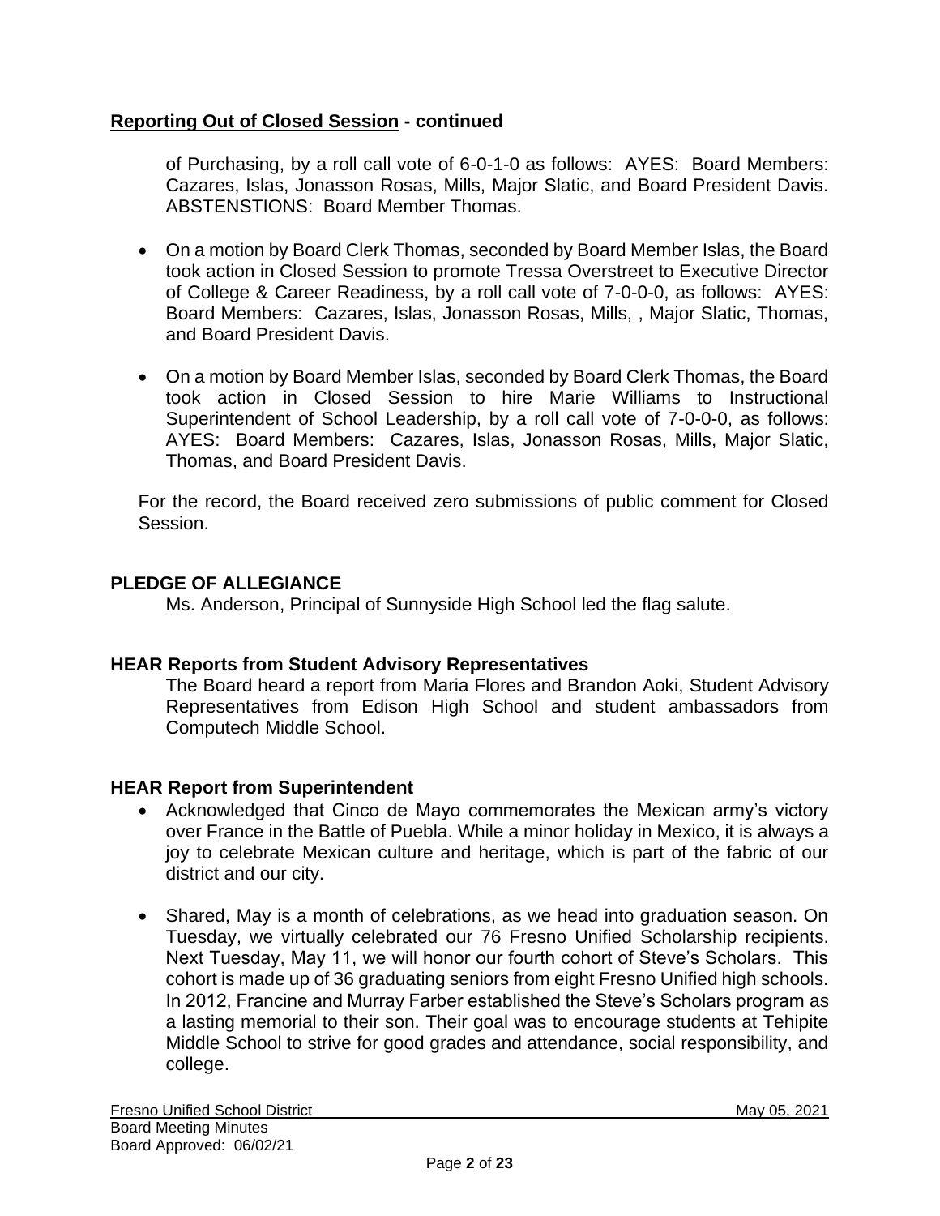**Reporting Out of Closed Session - continued**

of Purchasing, by a roll call vote of 6-0-1-0 as follows: AYES: Board Members: Cazares, Islas, Jonasson Rosas, Mills, Major Slatic, and Board President Davis. ABSTENSTIONS: Board Member Thomas.

- On a motion by Board Clerk Thomas, seconded by Board Member Islas, the Board took action in Closed Session to promote Tressa Overstreet to Executive Director of College & Career Readiness, by a roll call vote of 7-0-0-0, as follows: AYES: Board Members: Cazares, Islas, Jonasson Rosas, Mills, , Major Slatic, Thomas, and Board President Davis.
- On a motion by Board Member Islas, seconded by Board Clerk Thomas, the Board took action in Closed Session to hire Marie Williams to Instructional Superintendent of School Leadership, by a roll call vote of 7-0-0-0, as follows: AYES: Board Members: Cazares, Islas, Jonasson Rosas, Mills, Major Slatic, Thomas, and Board President Davis.

For the record, the Board received zero submissions of public comment for Closed Session.

## PLEDGE OF ALLEGIANCE

Ms. Anderson, Principal of Sunnyside High School led the flag salute.

## HEAR Reports from Student Advisory Representatives

The Board heard a report from Maria Flores and Brandon Aoki, Student Advisory Representatives from Edison High School and student ambassadors from Computech Middle School.

## HEAR Report from Superintendent

- Acknowledged that Cinco de Mayo commemorates the Mexican army's victory over France in the Battle of Puebla. While a minor holiday in Mexico, it is always a joy to celebrate Mexican culture and heritage, which is part of the fabric of our district and our city.
- Shared, May is a month of celebrations, as we head into graduation season. On Tuesday, we virtually celebrated our 76 Fresno Unified Scholarship recipients. Next Tuesday, May 11, we will honor our fourth cohort of Steve's Scholars. This cohort is made up of 36 graduating seniors from eight Fresno Unified high schools. In 2012, Francine and Murray Farber established the Steve's Scholars program as a lasting memorial to their son. Their goal was to encourage students at Tehipite Middle School to strive for good grades and attendance, social responsibility, and college.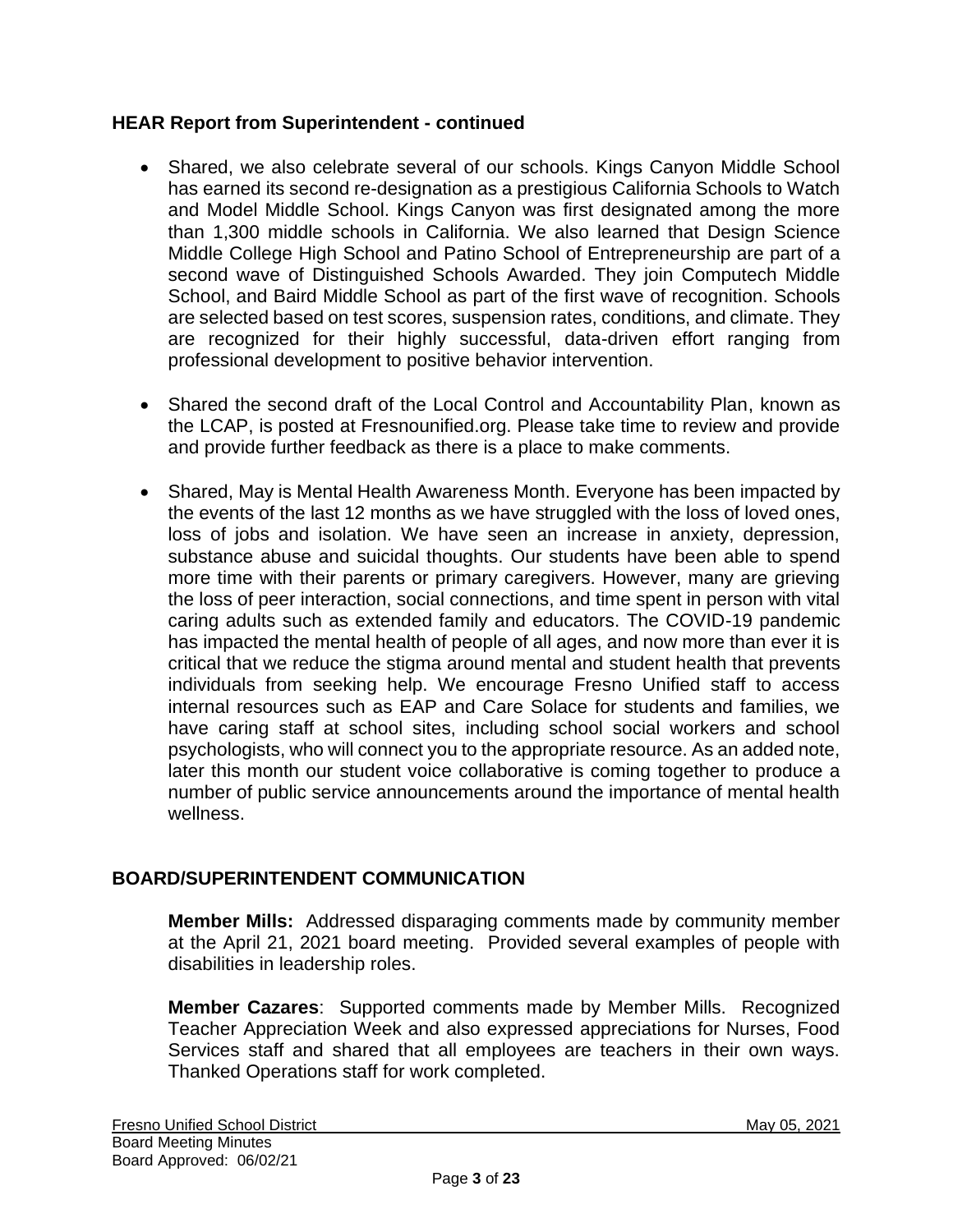### HEAR Report from Superintendent - continued

- Shared, we also celebrate several of our schools. Kings Canyon Middle School has earned its second re-designation as a prestigious California Schools to Watch and Model Middle School. Kings Canyon was first designated among the more than 1,300 middle schools in California. We also learned that Design Science Middle College High School and Patino School of Entrepreneurship are part of a second wave of Distinguished Schools Awarded. They join Computech Middle School, and Baird Middle School as part of the first wave of recognition. Schools are selected based on test scores, suspension rates, conditions, and climate. They are recognized for their highly successful, data-driven effort ranging from professional development to positive behavior intervention.

- Shared the second draft of the Local Control and Accountability Plan, known as the LCAP, is posted at Fresnounified.org. Please take time to review and provide and provide further feedback as there is a place to make comments.

- Shared, May is Mental Health Awareness Month. Everyone has been impacted by the events of the last 12 months as we have struggled with the loss of loved ones, loss of jobs and isolation. We have seen an increase in anxiety, depression, substance abuse and suicidal thoughts. Our students have been able to spend more time with their parents or primary caregivers. However, many are grieving the loss of peer interaction, social connections, and time spent in person with vital caring adults such as extended family and educators. The COVID-19 pandemic has impacted the mental health of people of all ages, and now more than ever it is critical that we reduce the stigma around mental and student health that prevents individuals from seeking help. We encourage Fresno Unified staff to access internal resources such as EAP and Care Solace for students and families, we have caring staff at school sites, including school social workers and school psychologists, who will connect you to the appropriate resource. As an added note, later this month our student voice collaborative is coming together to produce a number of public service announcements around the importance of mental health wellness.

### BOARD/SUPERINTENDENT COMMUNICATION

**Member Mills:** Addressed disparaging comments made by community member at the April 21, 2021 board meeting. Provided several examples of people with disabilities in leadership roles.

**Member Cazares**: Supported comments made by Member Mills. Recognized Teacher Appreciation Week and also expressed appreciations for Nurses, Food Services staff and shared that all employees are teachers in their own ways. Thanked Operations staff for work completed.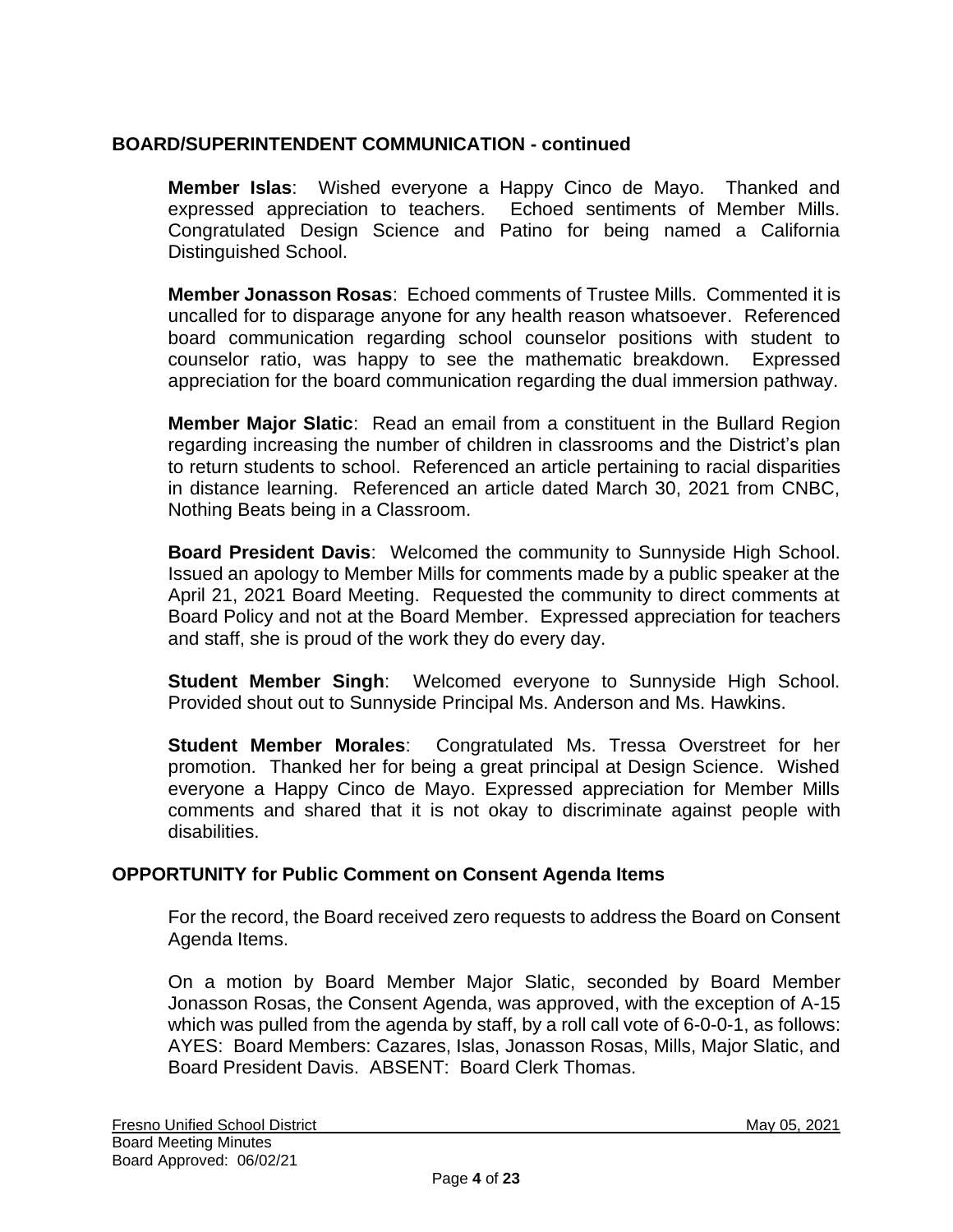## BOARD/SUPERINTENDENT COMMUNICATION - continued

**Member Islas**: Wished everyone a Happy Cinco de Mayo. Thanked and expressed appreciation to teachers. Echoed sentiments of Member Mills. Congratulated Design Science and Patino for being named a California Distinguished School.

**Member Jonasson Rosas**: Echoed comments of Trustee Mills. Commented it is uncalled for to disparage anyone for any health reason whatsoever. Referenced board communication regarding school counselor positions with student to counselor ratio, was happy to see the mathematic breakdown. Expressed appreciation for the board communication regarding the dual immersion pathway.

**Member Major Slatic**: Read an email from a constituent in the Bullard Region regarding increasing the number of children in classrooms and the District's plan to return students to school. Referenced an article pertaining to racial disparities in distance learning. Referenced an article dated March 30, 2021 from CNBC, Nothing Beats being in a Classroom.

**Board President Davis**: Welcomed the community to Sunnyside High School. Issued an apology to Member Mills for comments made by a public speaker at the April 21, 2021 Board Meeting. Requested the community to direct comments at Board Policy and not at the Board Member. Expressed appreciation for teachers and staff, she is proud of the work they do every day.

**Student Member Singh**: Welcomed everyone to Sunnyside High School. Provided shout out to Sunnyside Principal Ms. Anderson and Ms. Hawkins.

**Student Member Morales**: Congratulated Ms. Tressa Overstreet for her promotion. Thanked her for being a great principal at Design Science. Wished everyone a Happy Cinco de Mayo. Expressed appreciation for Member Mills comments and shared that it is not okay to discriminate against people with disabilities.

## OPPORTUNITY for Public Comment on Consent Agenda Items

For the record, the Board received zero requests to address the Board on Consent Agenda Items.

On a motion by Board Member Major Slatic, seconded by Board Member Jonasson Rosas, the Consent Agenda, was approved, with the exception of A-15 which was pulled from the agenda by staff, by a roll call vote of 6-0-0-1, as follows: AYES: Board Members: Cazares, Islas, Jonasson Rosas, Mills, Major Slatic, and Board President Davis. ABSENT: Board Clerk Thomas.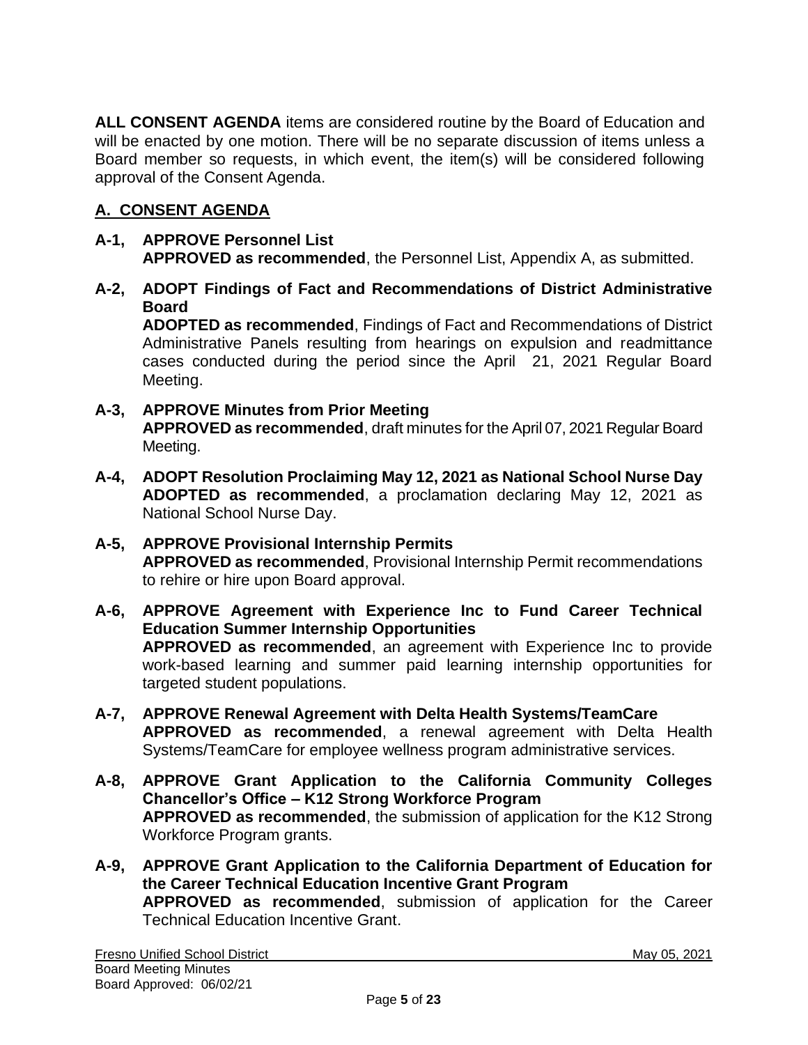**ALL CONSENT AGENDA** items are considered routine by the Board of Education and will be enacted by one motion. There will be no separate discussion of items unless a Board member so requests, in which event, the item(s) will be considered following approval of the Consent Agenda.

## A. CONSENT AGENDA

**A-1, APPROVE Personnel List**
**APPROVED as recommended**, the Personnel List, Appendix A, as submitted.

**A-2, ADOPT Findings of Fact and Recommendations of District Administrative Board**
**ADOPTED as recommended**, Findings of Fact and Recommendations of District Administrative Panels resulting from hearings on expulsion and readmittance cases conducted during the period since the April 21, 2021 Regular Board Meeting.

**A-3, APPROVE Minutes from Prior Meeting**
**APPROVED as recommended**, draft minutes for the April 07, 2021 Regular Board Meeting.

**A-4, ADOPT Resolution Proclaiming May 12, 2021 as National School Nurse Day**
**ADOPTED as recommended**, a proclamation declaring May 12, 2021 as National School Nurse Day.

**A-5, APPROVE Provisional Internship Permits**
**APPROVED as recommended**, Provisional Internship Permit recommendations to rehire or hire upon Board approval.

**A-6, APPROVE Agreement with Experience Inc to Fund Career Technical Education Summer Internship Opportunities**
**APPROVED as recommended**, an agreement with Experience Inc to provide work-based learning and summer paid learning internship opportunities for targeted student populations.

**A-7, APPROVE Renewal Agreement with Delta Health Systems/TeamCare**
**APPROVED as recommended**, a renewal agreement with Delta Health Systems/TeamCare for employee wellness program administrative services.

**A-8, APPROVE Grant Application to the California Community Colleges Chancellor's Office – K12 Strong Workforce Program**
**APPROVED as recommended**, the submission of application for the K12 Strong Workforce Program grants.

**A-9, APPROVE Grant Application to the California Department of Education for the Career Technical Education Incentive Grant Program**
**APPROVED as recommended**, submission of application for the Career Technical Education Incentive Grant.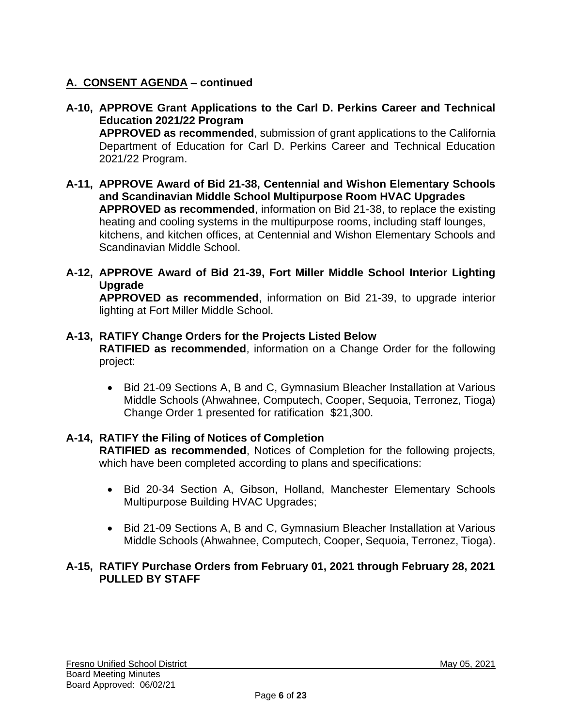## A. CONSENT AGENDA – continued

**A-10, APPROVE Grant Applications to the Carl D. Perkins Career and Technical Education 2021/22 Program**
**APPROVED as recommended**, submission of grant applications to the California Department of Education for Carl D. Perkins Career and Technical Education 2021/22 Program.

**A-11, APPROVE Award of Bid 21-38, Centennial and Wishon Elementary Schools and Scandinavian Middle School Multipurpose Room HVAC Upgrades**
**APPROVED as recommended**, information on Bid 21-38, to replace the existing heating and cooling systems in the multipurpose rooms, including staff lounges, kitchens, and kitchen offices, at Centennial and Wishon Elementary Schools and Scandinavian Middle School.

**A-12, APPROVE Award of Bid 21-39, Fort Miller Middle School Interior Lighting Upgrade**
**APPROVED as recommended**, information on Bid 21-39, to upgrade interior lighting at Fort Miller Middle School.

**A-13, RATIFY Change Orders for the Projects Listed Below**
**RATIFIED as recommended**, information on a Change Order for the following project:

- Bid 21-09 Sections A, B and C, Gymnasium Bleacher Installation at Various Middle Schools (Ahwahnee, Computech, Cooper, Sequoia, Terronez, Tioga) Change Order 1 presented for ratification $21,300.

**A-14, RATIFY the Filing of Notices of Completion**
**RATIFIED as recommended**, Notices of Completion for the following projects, which have been completed according to plans and specifications:

- Bid 20-34 Section A, Gibson, Holland, Manchester Elementary Schools Multipurpose Building HVAC Upgrades;
- Bid 21-09 Sections A, B and C, Gymnasium Bleacher Installation at Various Middle Schools (Ahwahnee, Computech, Cooper, Sequoia, Terronez, Tioga).

**A-15, RATIFY Purchase Orders from February 01, 2021 through February 28, 2021**
**PULLED BY STAFF**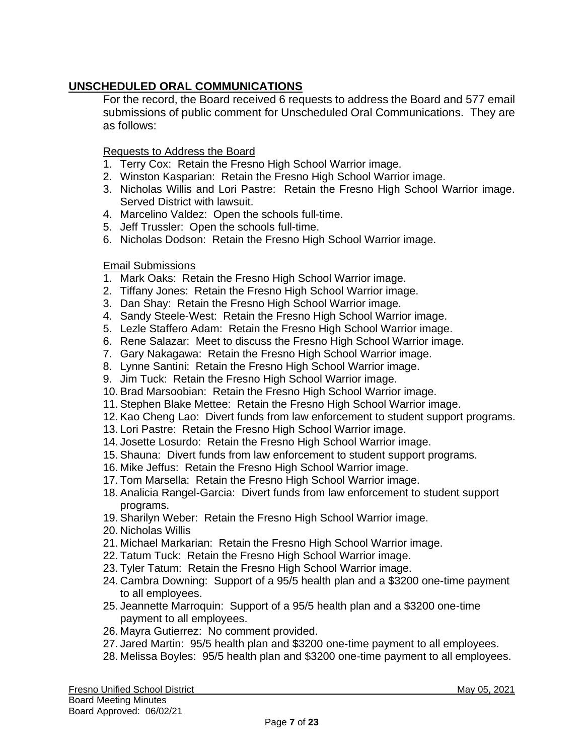## **UNSCHEDULED ORAL COMMUNICATIONS**

For the record, the Board received 6 requests to address the Board and 577 email submissions of public comment for Unscheduled Oral Communications. They are as follows:

Requests to Address the Board

1. Terry Cox: Retain the Fresno High School Warrior image.
2. Winston Kasparian: Retain the Fresno High School Warrior image.
3. Nicholas Willis and Lori Pastre: Retain the Fresno High School Warrior image. Served District with lawsuit.
4. Marcelino Valdez: Open the schools full-time.
5. Jeff Trussler: Open the schools full-time.
6. Nicholas Dodson: Retain the Fresno High School Warrior image.

Email Submissions

1. Mark Oaks: Retain the Fresno High School Warrior image.
2. Tiffany Jones: Retain the Fresno High School Warrior image.
3. Dan Shay: Retain the Fresno High School Warrior image.
4. Sandy Steele-West: Retain the Fresno High School Warrior image.
5. Lezle Staffero Adam: Retain the Fresno High School Warrior image.
6. Rene Salazar: Meet to discuss the Fresno High School Warrior image.
7. Gary Nakagawa: Retain the Fresno High School Warrior image.
8. Lynne Santini: Retain the Fresno High School Warrior image.
9. Jim Tuck: Retain the Fresno High School Warrior image.
10. Brad Marsoobian: Retain the Fresno High School Warrior image.
11. Stephen Blake Mettee: Retain the Fresno High School Warrior image.
12. Kao Cheng Lao: Divert funds from law enforcement to student support programs.
13. Lori Pastre: Retain the Fresno High School Warrior image.
14. Josette Losurdo: Retain the Fresno High School Warrior image.
15. Shauna: Divert funds from law enforcement to student support programs.
16. Mike Jeffus: Retain the Fresno High School Warrior image.
17. Tom Marsella: Retain the Fresno High School Warrior image.
18. Analicia Rangel-Garcia: Divert funds from law enforcement to student support programs.
19. Sharilyn Weber: Retain the Fresno High School Warrior image.
20. Nicholas Willis
21. Michael Markarian: Retain the Fresno High School Warrior image.
22. Tatum Tuck: Retain the Fresno High School Warrior image.
23. Tyler Tatum: Retain the Fresno High School Warrior image.
24. Cambra Downing: Support of a 95/5 health plan and a $3200 one-time payment to all employees.
25. Jeannette Marroquin: Support of a 95/5 health plan and a $3200 one-time payment to all employees.
26. Mayra Gutierrez: No comment provided.
27. Jared Martin: 95/5 health plan and $3200 one-time payment to all employees.
28. Melissa Boyles: 95/5 health plan and $3200 one-time payment to all employees.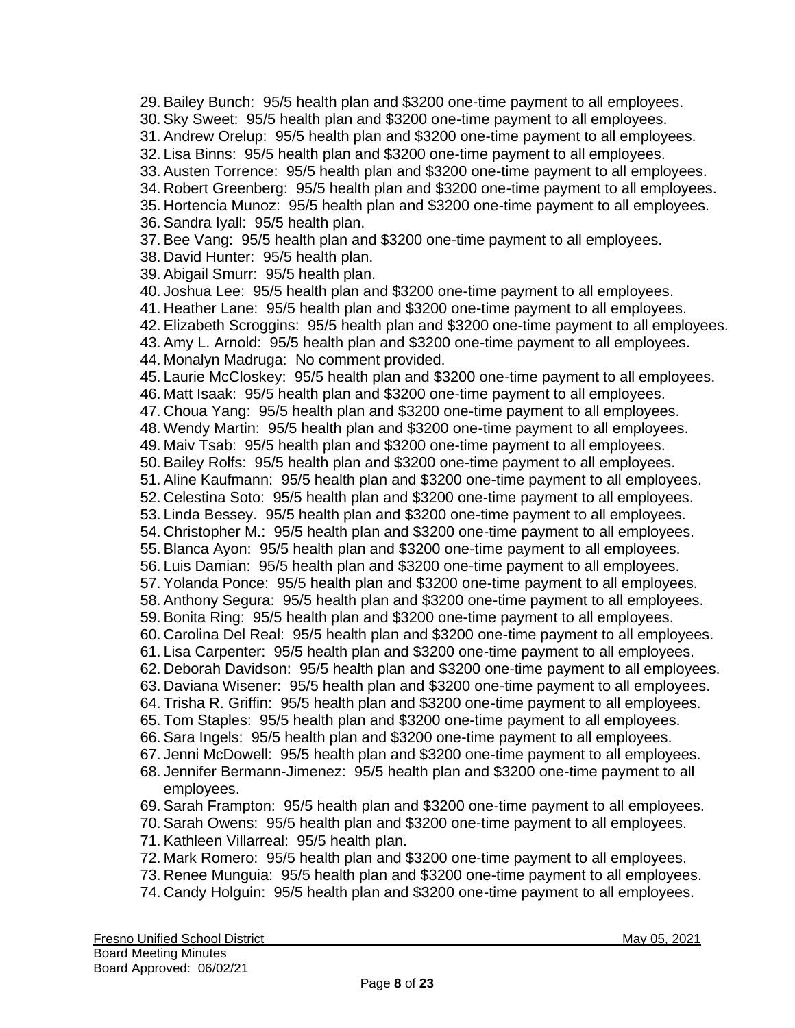29. Bailey Bunch: 95/5 health plan and $3200 one-time payment to all employees.
30. Sky Sweet: 95/5 health plan and $3200 one-time payment to all employees.
31. Andrew Orelup: 95/5 health plan and $3200 one-time payment to all employees.
32. Lisa Binns: 95/5 health plan and $3200 one-time payment to all employees.
33. Austen Torrence: 95/5 health plan and $3200 one-time payment to all employees.
34. Robert Greenberg: 95/5 health plan and $3200 one-time payment to all employees.
35. Hortencia Munoz: 95/5 health plan and $3200 one-time payment to all employees.
36. Sandra Iyall: 95/5 health plan.
37. Bee Vang: 95/5 health plan and $3200 one-time payment to all employees.
38. David Hunter: 95/5 health plan.
39. Abigail Smurr: 95/5 health plan.
40. Joshua Lee: 95/5 health plan and $3200 one-time payment to all employees.
41. Heather Lane: 95/5 health plan and $3200 one-time payment to all employees.
42. Elizabeth Scroggins: 95/5 health plan and $3200 one-time payment to all employees.
43. Amy L. Arnold: 95/5 health plan and $3200 one-time payment to all employees.
44. Monalyn Madruga: No comment provided.
45. Laurie McCloskey: 95/5 health plan and $3200 one-time payment to all employees.
46. Matt Isaak: 95/5 health plan and $3200 one-time payment to all employees.
47. Choua Yang: 95/5 health plan and $3200 one-time payment to all employees.
48. Wendy Martin: 95/5 health plan and $3200 one-time payment to all employees.
49. Maiv Tsab: 95/5 health plan and $3200 one-time payment to all employees.
50. Bailey Rolfs: 95/5 health plan and $3200 one-time payment to all employees.
51. Aline Kaufmann: 95/5 health plan and $3200 one-time payment to all employees.
52. Celestina Soto: 95/5 health plan and $3200 one-time payment to all employees.
53. Linda Bessey. 95/5 health plan and $3200 one-time payment to all employees.
54. Christopher M.: 95/5 health plan and $3200 one-time payment to all employees.
55. Blanca Ayon: 95/5 health plan and $3200 one-time payment to all employees.
56. Luis Damian: 95/5 health plan and $3200 one-time payment to all employees.
57. Yolanda Ponce: 95/5 health plan and $3200 one-time payment to all employees.
58. Anthony Segura: 95/5 health plan and $3200 one-time payment to all employees.
59. Bonita Ring: 95/5 health plan and $3200 one-time payment to all employees.
60. Carolina Del Real: 95/5 health plan and $3200 one-time payment to all employees.
61. Lisa Carpenter: 95/5 health plan and $3200 one-time payment to all employees.
62. Deborah Davidson: 95/5 health plan and $3200 one-time payment to all employees.
63. Daviana Wisener: 95/5 health plan and $3200 one-time payment to all employees.
64. Trisha R. Griffin: 95/5 health plan and $3200 one-time payment to all employees.
65. Tom Staples: 95/5 health plan and $3200 one-time payment to all employees.
66. Sara Ingels: 95/5 health plan and $3200 one-time payment to all employees.
67. Jenni McDowell: 95/5 health plan and $3200 one-time payment to all employees.
68. Jennifer Bermann-Jimenez: 95/5 health plan and $3200 one-time payment to all employees.
69. Sarah Frampton: 95/5 health plan and $3200 one-time payment to all employees.
70. Sarah Owens: 95/5 health plan and $3200 one-time payment to all employees.
71. Kathleen Villarreal: 95/5 health plan.
72. Mark Romero: 95/5 health plan and $3200 one-time payment to all employees.
73. Renee Munguia: 95/5 health plan and $3200 one-time payment to all employees.
74. Candy Holguin: 95/5 health plan and $3200 one-time payment to all employees.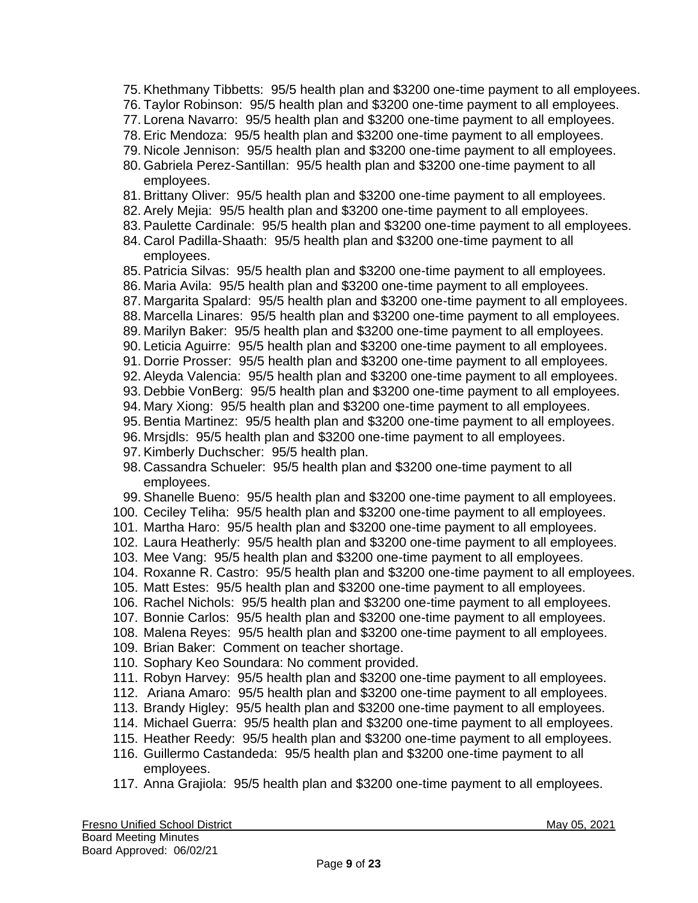75. Khethmany Tibbetts: 95/5 health plan and $3200 one-time payment to all employees.
76. Taylor Robinson: 95/5 health plan and $3200 one-time payment to all employees.
77. Lorena Navarro: 95/5 health plan and $3200 one-time payment to all employees.
78. Eric Mendoza: 95/5 health plan and $3200 one-time payment to all employees.
79. Nicole Jennison: 95/5 health plan and $3200 one-time payment to all employees.
80. Gabriela Perez-Santillan: 95/5 health plan and $3200 one-time payment to all employees.
81. Brittany Oliver: 95/5 health plan and $3200 one-time payment to all employees.
82. Arely Mejia: 95/5 health plan and $3200 one-time payment to all employees.
83. Paulette Cardinale: 95/5 health plan and $3200 one-time payment to all employees.
84. Carol Padilla-Shaath: 95/5 health plan and $3200 one-time payment to all employees.
85. Patricia Silvas: 95/5 health plan and $3200 one-time payment to all employees.
86. Maria Avila: 95/5 health plan and $3200 one-time payment to all employees.
87. Margarita Spalard: 95/5 health plan and $3200 one-time payment to all employees.
88. Marcella Linares: 95/5 health plan and $3200 one-time payment to all employees.
89. Marilyn Baker: 95/5 health plan and $3200 one-time payment to all employees.
90. Leticia Aguirre: 95/5 health plan and $3200 one-time payment to all employees.
91. Dorrie Prosser: 95/5 health plan and $3200 one-time payment to all employees.
92. Aleyda Valencia: 95/5 health plan and $3200 one-time payment to all employees.
93. Debbie VonBerg: 95/5 health plan and $3200 one-time payment to all employees.
94. Mary Xiong: 95/5 health plan and $3200 one-time payment to all employees.
95. Bentia Martinez: 95/5 health plan and $3200 one-time payment to all employees.
96. Mrsjdls: 95/5 health plan and $3200 one-time payment to all employees.
97. Kimberly Duchscher: 95/5 health plan.
98. Cassandra Schueler: 95/5 health plan and $3200 one-time payment to all employees.
99. Shanelle Bueno: 95/5 health plan and $3200 one-time payment to all employees.
100. Ceciley Teliha: 95/5 health plan and $3200 one-time payment to all employees.
101. Martha Haro: 95/5 health plan and $3200 one-time payment to all employees.
102. Laura Heatherly: 95/5 health plan and $3200 one-time payment to all employees.
103. Mee Vang: 95/5 health plan and $3200 one-time payment to all employees.
104. Roxanne R. Castro: 95/5 health plan and $3200 one-time payment to all employees.
105. Matt Estes: 95/5 health plan and $3200 one-time payment to all employees.
106. Rachel Nichols: 95/5 health plan and $3200 one-time payment to all employees.
107. Bonnie Carlos: 95/5 health plan and $3200 one-time payment to all employees.
108. Malena Reyes: 95/5 health plan and $3200 one-time payment to all employees.
109. Brian Baker: Comment on teacher shortage.
110. Sophary Keo Soundara: No comment provided.
111. Robyn Harvey: 95/5 health plan and $3200 one-time payment to all employees.
112. Ariana Amaro: 95/5 health plan and $3200 one-time payment to all employees.
113. Brandy Higley: 95/5 health plan and $3200 one-time payment to all employees.
114. Michael Guerra: 95/5 health plan and $3200 one-time payment to all employees.
115. Heather Reedy: 95/5 health plan and $3200 one-time payment to all employees.
116. Guillermo Castandeda: 95/5 health plan and $3200 one-time payment to all employees.
117. Anna Grajiola: 95/5 health plan and $3200 one-time payment to all employees.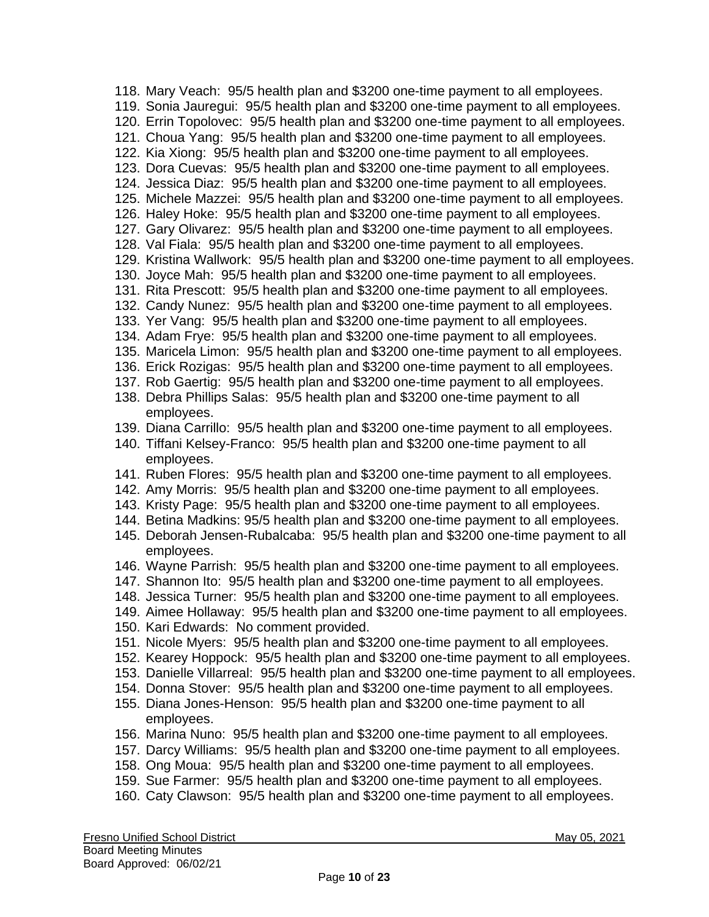118. Mary Veach: 95/5 health plan and $3200 one-time payment to all employees.
119. Sonia Jauregui: 95/5 health plan and $3200 one-time payment to all employees.
120. Errin Topolovec: 95/5 health plan and $3200 one-time payment to all employees.
121. Choua Yang: 95/5 health plan and $3200 one-time payment to all employees.
122. Kia Xiong: 95/5 health plan and $3200 one-time payment to all employees.
123. Dora Cuevas: 95/5 health plan and $3200 one-time payment to all employees.
124. Jessica Diaz: 95/5 health plan and $3200 one-time payment to all employees.
125. Michele Mazzei: 95/5 health plan and $3200 one-time payment to all employees.
126. Haley Hoke: 95/5 health plan and $3200 one-time payment to all employees.
127. Gary Olivarez: 95/5 health plan and $3200 one-time payment to all employees.
128. Val Fiala: 95/5 health plan and $3200 one-time payment to all employees.
129. Kristina Wallwork: 95/5 health plan and $3200 one-time payment to all employees.
130. Joyce Mah: 95/5 health plan and $3200 one-time payment to all employees.
131. Rita Prescott: 95/5 health plan and $3200 one-time payment to all employees.
132. Candy Nunez: 95/5 health plan and $3200 one-time payment to all employees.
133. Yer Vang: 95/5 health plan and $3200 one-time payment to all employees.
134. Adam Frye: 95/5 health plan and $3200 one-time payment to all employees.
135. Maricela Limon: 95/5 health plan and $3200 one-time payment to all employees.
136. Erick Rozigas: 95/5 health plan and $3200 one-time payment to all employees.
137. Rob Gaertig: 95/5 health plan and $3200 one-time payment to all employees.
138. Debra Phillips Salas: 95/5 health plan and $3200 one-time payment to all employees.
139. Diana Carrillo: 95/5 health plan and $3200 one-time payment to all employees.
140. Tiffani Kelsey-Franco: 95/5 health plan and $3200 one-time payment to all employees.
141. Ruben Flores: 95/5 health plan and $3200 one-time payment to all employees.
142. Amy Morris: 95/5 health plan and $3200 one-time payment to all employees.
143. Kristy Page: 95/5 health plan and $3200 one-time payment to all employees.
144. Betina Madkins: 95/5 health plan and $3200 one-time payment to all employees.
145. Deborah Jensen-Rubalcaba: 95/5 health plan and $3200 one-time payment to all employees.
146. Wayne Parrish: 95/5 health plan and $3200 one-time payment to all employees.
147. Shannon Ito: 95/5 health plan and $3200 one-time payment to all employees.
148. Jessica Turner: 95/5 health plan and $3200 one-time payment to all employees.
149. Aimee Hollaway: 95/5 health plan and $3200 one-time payment to all employees.
150. Kari Edwards: No comment provided.
151. Nicole Myers: 95/5 health plan and $3200 one-time payment to all employees.
152. Kearey Hoppock: 95/5 health plan and $3200 one-time payment to all employees.
153. Danielle Villarreal: 95/5 health plan and $3200 one-time payment to all employees.
154. Donna Stover: 95/5 health plan and $3200 one-time payment to all employees.
155. Diana Jones-Henson: 95/5 health plan and $3200 one-time payment to all employees.
156. Marina Nuno: 95/5 health plan and $3200 one-time payment to all employees.
157. Darcy Williams: 95/5 health plan and $3200 one-time payment to all employees.
158. Ong Moua: 95/5 health plan and $3200 one-time payment to all employees.
159. Sue Farmer: 95/5 health plan and $3200 one-time payment to all employees.
160. Caty Clawson: 95/5 health plan and $3200 one-time payment to all employees.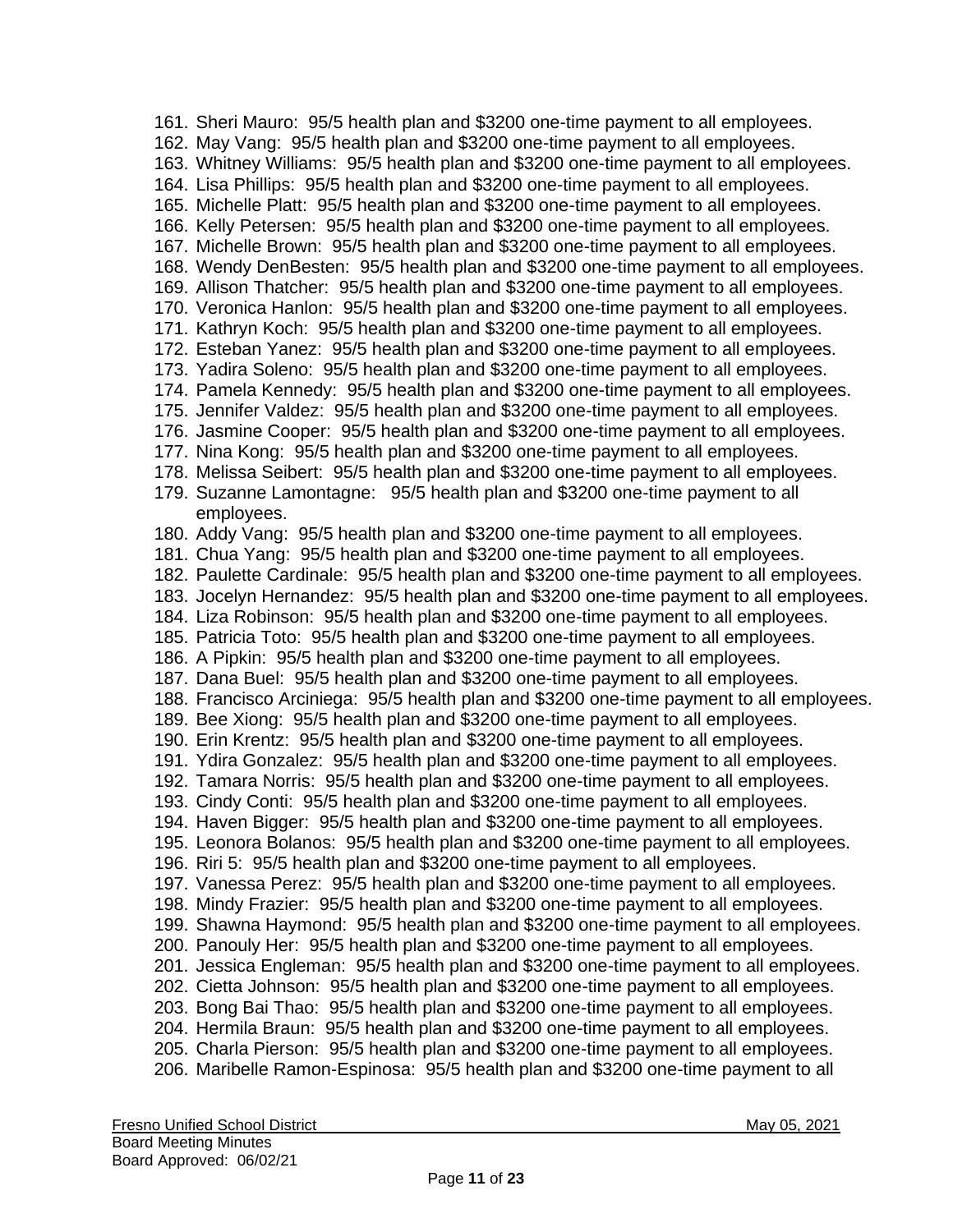161. Sheri Mauro: 95/5 health plan and $3200 one-time payment to all employees.
162. May Vang: 95/5 health plan and $3200 one-time payment to all employees.
163. Whitney Williams: 95/5 health plan and $3200 one-time payment to all employees.
164. Lisa Phillips: 95/5 health plan and $3200 one-time payment to all employees.
165. Michelle Platt: 95/5 health plan and $3200 one-time payment to all employees.
166. Kelly Petersen: 95/5 health plan and $3200 one-time payment to all employees.
167. Michelle Brown: 95/5 health plan and $3200 one-time payment to all employees.
168. Wendy DenBesten: 95/5 health plan and $3200 one-time payment to all employees.
169. Allison Thatcher: 95/5 health plan and $3200 one-time payment to all employees.
170. Veronica Hanlon: 95/5 health plan and $3200 one-time payment to all employees.
171. Kathryn Koch: 95/5 health plan and $3200 one-time payment to all employees.
172. Esteban Yanez: 95/5 health plan and $3200 one-time payment to all employees.
173. Yadira Soleno: 95/5 health plan and $3200 one-time payment to all employees.
174. Pamela Kennedy: 95/5 health plan and $3200 one-time payment to all employees.
175. Jennifer Valdez: 95/5 health plan and $3200 one-time payment to all employees.
176. Jasmine Cooper: 95/5 health plan and $3200 one-time payment to all employees.
177. Nina Kong: 95/5 health plan and $3200 one-time payment to all employees.
178. Melissa Seibert: 95/5 health plan and $3200 one-time payment to all employees.
179. Suzanne Lamontagne: 95/5 health plan and $3200 one-time payment to all employees.
180. Addy Vang: 95/5 health plan and $3200 one-time payment to all employees.
181. Chua Yang: 95/5 health plan and $3200 one-time payment to all employees.
182. Paulette Cardinale: 95/5 health plan and $3200 one-time payment to all employees.
183. Jocelyn Hernandez: 95/5 health plan and $3200 one-time payment to all employees.
184. Liza Robinson: 95/5 health plan and $3200 one-time payment to all employees.
185. Patricia Toto: 95/5 health plan and $3200 one-time payment to all employees.
186. A Pipkin: 95/5 health plan and $3200 one-time payment to all employees.
187. Dana Buel: 95/5 health plan and $3200 one-time payment to all employees.
188. Francisco Arciniega: 95/5 health plan and $3200 one-time payment to all employees.
189. Bee Xiong: 95/5 health plan and $3200 one-time payment to all employees.
190. Erin Krentz: 95/5 health plan and $3200 one-time payment to all employees.
191. Ydira Gonzalez: 95/5 health plan and $3200 one-time payment to all employees.
192. Tamara Norris: 95/5 health plan and $3200 one-time payment to all employees.
193. Cindy Conti: 95/5 health plan and $3200 one-time payment to all employees.
194. Haven Bigger: 95/5 health plan and $3200 one-time payment to all employees.
195. Leonora Bolanos: 95/5 health plan and $3200 one-time payment to all employees.
196. Riri 5: 95/5 health plan and $3200 one-time payment to all employees.
197. Vanessa Perez: 95/5 health plan and $3200 one-time payment to all employees.
198. Mindy Frazier: 95/5 health plan and $3200 one-time payment to all employees.
199. Shawna Haymond: 95/5 health plan and $3200 one-time payment to all employees.
200. Panouly Her: 95/5 health plan and $3200 one-time payment to all employees.
201. Jessica Engleman: 95/5 health plan and $3200 one-time payment to all employees.
202. Cietta Johnson: 95/5 health plan and $3200 one-time payment to all employees.
203. Bong Bai Thao: 95/5 health plan and $3200 one-time payment to all employees.
204. Hermila Braun: 95/5 health plan and $3200 one-time payment to all employees.
205. Charla Pierson: 95/5 health plan and $3200 one-time payment to all employees.
206. Maribelle Ramon-Espinosa: 95/5 health plan and $3200 one-time payment to all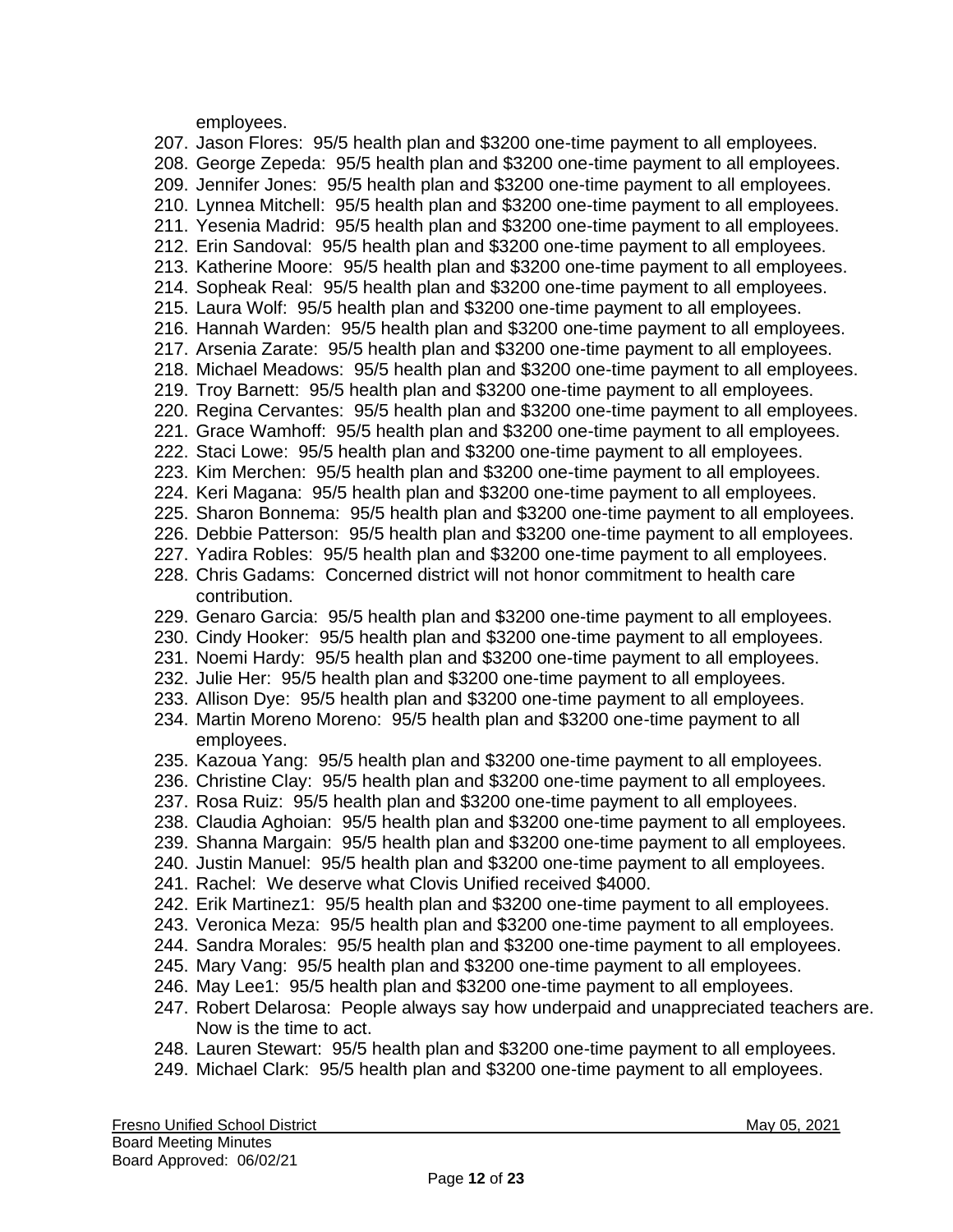employees.

207. Jason Flores: 95/5 health plan and $3200 one-time payment to all employees.
208. George Zepeda: 95/5 health plan and $3200 one-time payment to all employees.
209. Jennifer Jones: 95/5 health plan and $3200 one-time payment to all employees.
210. Lynnea Mitchell: 95/5 health plan and $3200 one-time payment to all employees.
211. Yesenia Madrid: 95/5 health plan and $3200 one-time payment to all employees.
212. Erin Sandoval: 95/5 health plan and $3200 one-time payment to all employees.
213. Katherine Moore: 95/5 health plan and $3200 one-time payment to all employees.
214. Sopheak Real: 95/5 health plan and $3200 one-time payment to all employees.
215. Laura Wolf: 95/5 health plan and $3200 one-time payment to all employees.
216. Hannah Warden: 95/5 health plan and $3200 one-time payment to all employees.
217. Arsenia Zarate: 95/5 health plan and $3200 one-time payment to all employees.
218. Michael Meadows: 95/5 health plan and $3200 one-time payment to all employees.
219. Troy Barnett: 95/5 health plan and $3200 one-time payment to all employees.
220. Regina Cervantes: 95/5 health plan and $3200 one-time payment to all employees.
221. Grace Wamhoff: 95/5 health plan and $3200 one-time payment to all employees.
222. Staci Lowe: 95/5 health plan and $3200 one-time payment to all employees.
223. Kim Merchen: 95/5 health plan and $3200 one-time payment to all employees.
224. Keri Magana: 95/5 health plan and $3200 one-time payment to all employees.
225. Sharon Bonnema: 95/5 health plan and $3200 one-time payment to all employees.
226. Debbie Patterson: 95/5 health plan and $3200 one-time payment to all employees.
227. Yadira Robles: 95/5 health plan and $3200 one-time payment to all employees.
228. Chris Gadams: Concerned district will not honor commitment to health care contribution.
229. Genaro Garcia: 95/5 health plan and $3200 one-time payment to all employees.
230. Cindy Hooker: 95/5 health plan and $3200 one-time payment to all employees.
231. Noemi Hardy: 95/5 health plan and $3200 one-time payment to all employees.
232. Julie Her: 95/5 health plan and $3200 one-time payment to all employees.
233. Allison Dye: 95/5 health plan and $3200 one-time payment to all employees.
234. Martin Moreno Moreno: 95/5 health plan and $3200 one-time payment to all employees.
235. Kazoua Yang: 95/5 health plan and $3200 one-time payment to all employees.
236. Christine Clay: 95/5 health plan and $3200 one-time payment to all employees.
237. Rosa Ruiz: 95/5 health plan and $3200 one-time payment to all employees.
238. Claudia Aghoian: 95/5 health plan and $3200 one-time payment to all employees.
239. Shanna Margain: 95/5 health plan and $3200 one-time payment to all employees.
240. Justin Manuel: 95/5 health plan and $3200 one-time payment to all employees.
241. Rachel: We deserve what Clovis Unified received $4000.
242. Erik Martinez1: 95/5 health plan and $3200 one-time payment to all employees.
243. Veronica Meza: 95/5 health plan and $3200 one-time payment to all employees.
244. Sandra Morales: 95/5 health plan and $3200 one-time payment to all employees.
245. Mary Vang: 95/5 health plan and $3200 one-time payment to all employees.
246. May Lee1: 95/5 health plan and $3200 one-time payment to all employees.
247. Robert Delarosa: People always say how underpaid and unappreciated teachers are. Now is the time to act.
248. Lauren Stewart: 95/5 health plan and $3200 one-time payment to all employees.
249. Michael Clark: 95/5 health plan and $3200 one-time payment to all employees.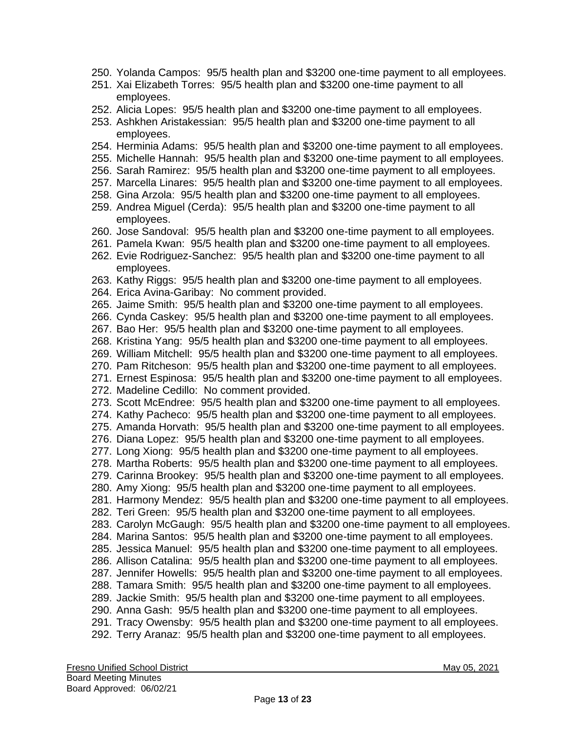250. Yolanda Campos: 95/5 health plan and $3200 one-time payment to all employees.
251. Xai Elizabeth Torres: 95/5 health plan and $3200 one-time payment to all employees.
252. Alicia Lopes: 95/5 health plan and $3200 one-time payment to all employees.
253. Ashkhen Aristakessian: 95/5 health plan and $3200 one-time payment to all employees.
254. Herminia Adams: 95/5 health plan and $3200 one-time payment to all employees.
255. Michelle Hannah: 95/5 health plan and $3200 one-time payment to all employees.
256. Sarah Ramirez: 95/5 health plan and $3200 one-time payment to all employees.
257. Marcella Linares: 95/5 health plan and $3200 one-time payment to all employees.
258. Gina Arzola: 95/5 health plan and $3200 one-time payment to all employees.
259. Andrea Miguel (Cerda): 95/5 health plan and $3200 one-time payment to all employees.
260. Jose Sandoval: 95/5 health plan and $3200 one-time payment to all employees.
261. Pamela Kwan: 95/5 health plan and $3200 one-time payment to all employees.
262. Evie Rodriguez-Sanchez: 95/5 health plan and $3200 one-time payment to all employees.
263. Kathy Riggs: 95/5 health plan and $3200 one-time payment to all employees.
264. Erica Avina-Garibay: No comment provided.
265. Jaime Smith: 95/5 health plan and $3200 one-time payment to all employees.
266. Cynda Caskey: 95/5 health plan and $3200 one-time payment to all employees.
267. Bao Her: 95/5 health plan and $3200 one-time payment to all employees.
268. Kristina Yang: 95/5 health plan and $3200 one-time payment to all employees.
269. William Mitchell: 95/5 health plan and $3200 one-time payment to all employees.
270. Pam Ritcheson: 95/5 health plan and $3200 one-time payment to all employees.
271. Ernest Espinosa: 95/5 health plan and $3200 one-time payment to all employees.
272. Madeline Cedillo: No comment provided.
273. Scott McEndree: 95/5 health plan and $3200 one-time payment to all employees.
274. Kathy Pacheco: 95/5 health plan and $3200 one-time payment to all employees.
275. Amanda Horvath: 95/5 health plan and $3200 one-time payment to all employees.
276. Diana Lopez: 95/5 health plan and $3200 one-time payment to all employees.
277. Long Xiong: 95/5 health plan and $3200 one-time payment to all employees.
278. Martha Roberts: 95/5 health plan and $3200 one-time payment to all employees.
279. Carinna Brookey: 95/5 health plan and $3200 one-time payment to all employees.
280. Amy Xiong: 95/5 health plan and $3200 one-time payment to all employees.
281. Harmony Mendez: 95/5 health plan and $3200 one-time payment to all employees.
282. Teri Green: 95/5 health plan and $3200 one-time payment to all employees.
283. Carolyn McGaugh: 95/5 health plan and $3200 one-time payment to all employees.
284. Marina Santos: 95/5 health plan and $3200 one-time payment to all employees.
285. Jessica Manuel: 95/5 health plan and $3200 one-time payment to all employees.
286. Allison Catalina: 95/5 health plan and $3200 one-time payment to all employees.
287. Jennifer Howells: 95/5 health plan and $3200 one-time payment to all employees.
288. Tamara Smith: 95/5 health plan and $3200 one-time payment to all employees.
289. Jackie Smith: 95/5 health plan and $3200 one-time payment to all employees.
290. Anna Gash: 95/5 health plan and $3200 one-time payment to all employees.
291. Tracy Owensby: 95/5 health plan and $3200 one-time payment to all employees.
292. Terry Aranaz: 95/5 health plan and $3200 one-time payment to all employees.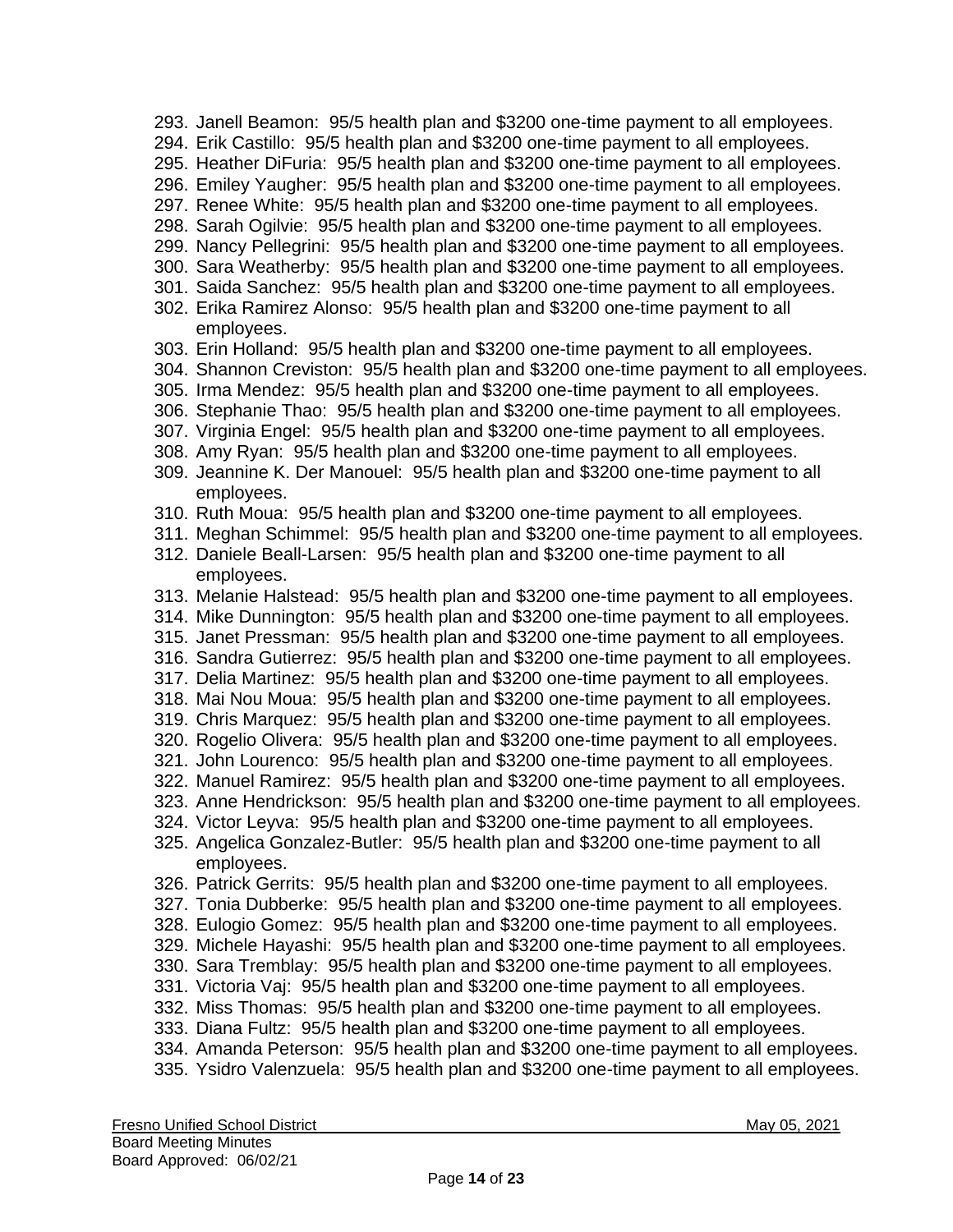293. Janell Beamon: 95/5 health plan and $3200 one-time payment to all employees.
294. Erik Castillo: 95/5 health plan and $3200 one-time payment to all employees.
295. Heather DiFuria: 95/5 health plan and $3200 one-time payment to all employees.
296. Emiley Yaugher: 95/5 health plan and $3200 one-time payment to all employees.
297. Renee White: 95/5 health plan and $3200 one-time payment to all employees.
298. Sarah Ogilvie: 95/5 health plan and $3200 one-time payment to all employees.
299. Nancy Pellegrini: 95/5 health plan and $3200 one-time payment to all employees.
300. Sara Weatherby: 95/5 health plan and $3200 one-time payment to all employees.
301. Saida Sanchez: 95/5 health plan and $3200 one-time payment to all employees.
302. Erika Ramirez Alonso: 95/5 health plan and $3200 one-time payment to all employees.
303. Erin Holland: 95/5 health plan and $3200 one-time payment to all employees.
304. Shannon Creviston: 95/5 health plan and $3200 one-time payment to all employees.
305. Irma Mendez: 95/5 health plan and $3200 one-time payment to all employees.
306. Stephanie Thao: 95/5 health plan and $3200 one-time payment to all employees.
307. Virginia Engel: 95/5 health plan and $3200 one-time payment to all employees.
308. Amy Ryan: 95/5 health plan and $3200 one-time payment to all employees.
309. Jeannine K. Der Manouel: 95/5 health plan and $3200 one-time payment to all employees.
310. Ruth Moua: 95/5 health plan and $3200 one-time payment to all employees.
311. Meghan Schimmel: 95/5 health plan and $3200 one-time payment to all employees.
312. Daniele Beall-Larsen: 95/5 health plan and $3200 one-time payment to all employees.
313. Melanie Halstead: 95/5 health plan and $3200 one-time payment to all employees.
314. Mike Dunnington: 95/5 health plan and $3200 one-time payment to all employees.
315. Janet Pressman: 95/5 health plan and $3200 one-time payment to all employees.
316. Sandra Gutierrez: 95/5 health plan and $3200 one-time payment to all employees.
317. Delia Martinez: 95/5 health plan and $3200 one-time payment to all employees.
318. Mai Nou Moua: 95/5 health plan and $3200 one-time payment to all employees.
319. Chris Marquez: 95/5 health plan and $3200 one-time payment to all employees.
320. Rogelio Olivera: 95/5 health plan and $3200 one-time payment to all employees.
321. John Lourenco: 95/5 health plan and $3200 one-time payment to all employees.
322. Manuel Ramirez: 95/5 health plan and $3200 one-time payment to all employees.
323. Anne Hendrickson: 95/5 health plan and $3200 one-time payment to all employees.
324. Victor Leyva: 95/5 health plan and $3200 one-time payment to all employees.
325. Angelica Gonzalez-Butler: 95/5 health plan and $3200 one-time payment to all employees.
326. Patrick Gerrits: 95/5 health plan and $3200 one-time payment to all employees.
327. Tonia Dubberke: 95/5 health plan and $3200 one-time payment to all employees.
328. Eulogio Gomez: 95/5 health plan and $3200 one-time payment to all employees.
329. Michele Hayashi: 95/5 health plan and $3200 one-time payment to all employees.
330. Sara Tremblay: 95/5 health plan and $3200 one-time payment to all employees.
331. Victoria Vaj: 95/5 health plan and $3200 one-time payment to all employees.
332. Miss Thomas: 95/5 health plan and $3200 one-time payment to all employees.
333. Diana Fultz: 95/5 health plan and $3200 one-time payment to all employees.
334. Amanda Peterson: 95/5 health plan and $3200 one-time payment to all employees.
335. Ysidro Valenzuela: 95/5 health plan and $3200 one-time payment to all employees.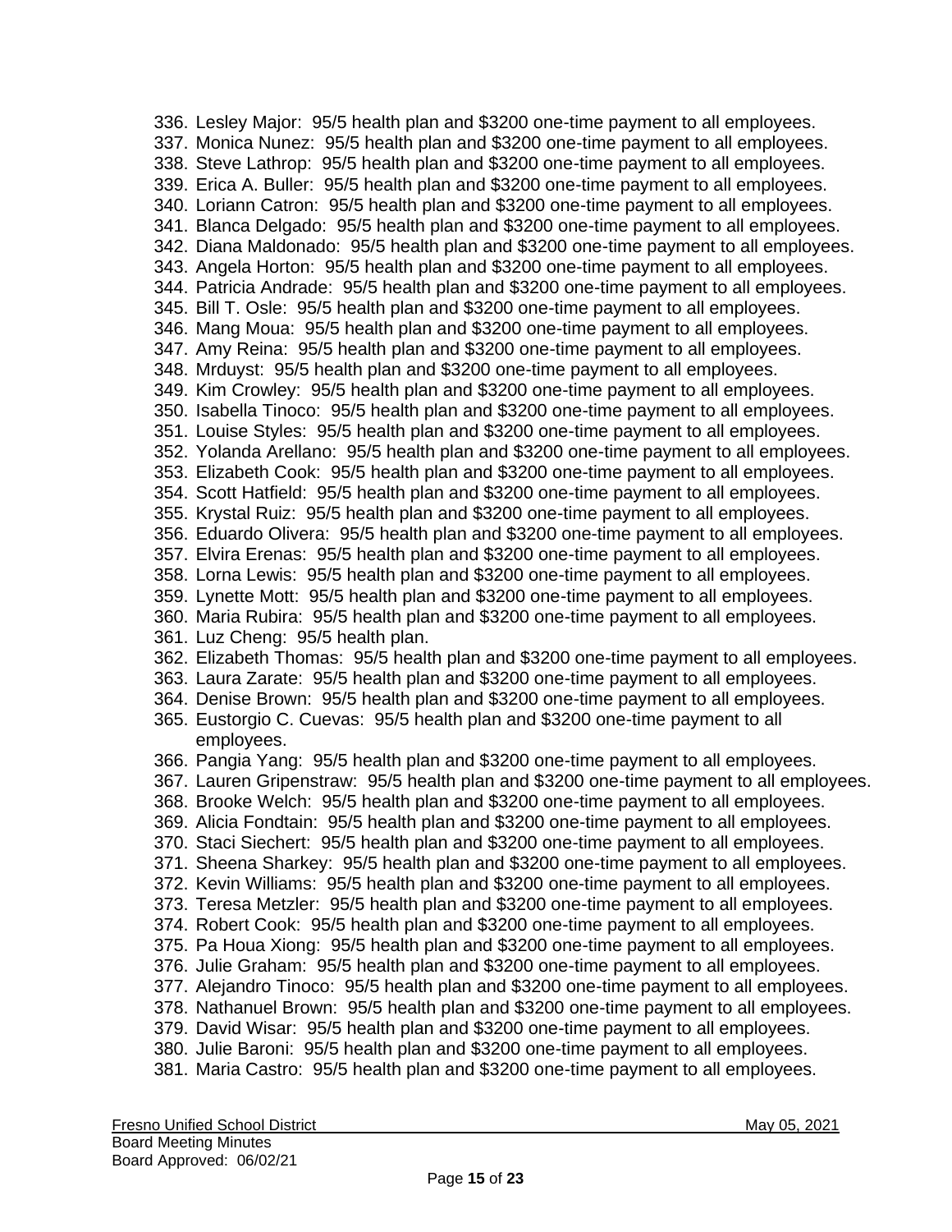336. Lesley Major: 95/5 health plan and $3200 one-time payment to all employees.
337. Monica Nunez: 95/5 health plan and $3200 one-time payment to all employees.
338. Steve Lathrop: 95/5 health plan and $3200 one-time payment to all employees.
339. Erica A. Buller: 95/5 health plan and $3200 one-time payment to all employees.
340. Loriann Catron: 95/5 health plan and $3200 one-time payment to all employees.
341. Blanca Delgado: 95/5 health plan and $3200 one-time payment to all employees.
342. Diana Maldonado: 95/5 health plan and $3200 one-time payment to all employees.
343. Angela Horton: 95/5 health plan and $3200 one-time payment to all employees.
344. Patricia Andrade: 95/5 health plan and $3200 one-time payment to all employees.
345. Bill T. Osle: 95/5 health plan and $3200 one-time payment to all employees.
346. Mang Moua: 95/5 health plan and $3200 one-time payment to all employees.
347. Amy Reina: 95/5 health plan and $3200 one-time payment to all employees.
348. Mrduyst: 95/5 health plan and $3200 one-time payment to all employees.
349. Kim Crowley: 95/5 health plan and $3200 one-time payment to all employees.
350. Isabella Tinoco: 95/5 health plan and $3200 one-time payment to all employees.
351. Louise Styles: 95/5 health plan and $3200 one-time payment to all employees.
352. Yolanda Arellano: 95/5 health plan and $3200 one-time payment to all employees.
353. Elizabeth Cook: 95/5 health plan and $3200 one-time payment to all employees.
354. Scott Hatfield: 95/5 health plan and $3200 one-time payment to all employees.
355. Krystal Ruiz: 95/5 health plan and $3200 one-time payment to all employees.
356. Eduardo Olivera: 95/5 health plan and $3200 one-time payment to all employees.
357. Elvira Erenas: 95/5 health plan and $3200 one-time payment to all employees.
358. Lorna Lewis: 95/5 health plan and $3200 one-time payment to all employees.
359. Lynette Mott: 95/5 health plan and $3200 one-time payment to all employees.
360. Maria Rubira: 95/5 health plan and $3200 one-time payment to all employees.
361. Luz Cheng: 95/5 health plan.
362. Elizabeth Thomas: 95/5 health plan and $3200 one-time payment to all employees.
363. Laura Zarate: 95/5 health plan and $3200 one-time payment to all employees.
364. Denise Brown: 95/5 health plan and $3200 one-time payment to all employees.
365. Eustorgio C. Cuevas: 95/5 health plan and $3200 one-time payment to all employees.
366. Pangia Yang: 95/5 health plan and $3200 one-time payment to all employees.
367. Lauren Gripenstraw: 95/5 health plan and $3200 one-time payment to all employees.
368. Brooke Welch: 95/5 health plan and $3200 one-time payment to all employees.
369. Alicia Fondtain: 95/5 health plan and $3200 one-time payment to all employees.
370. Staci Siechert: 95/5 health plan and $3200 one-time payment to all employees.
371. Sheena Sharkey: 95/5 health plan and $3200 one-time payment to all employees.
372. Kevin Williams: 95/5 health plan and $3200 one-time payment to all employees.
373. Teresa Metzler: 95/5 health plan and $3200 one-time payment to all employees.
374. Robert Cook: 95/5 health plan and $3200 one-time payment to all employees.
375. Pa Houa Xiong: 95/5 health plan and $3200 one-time payment to all employees.
376. Julie Graham: 95/5 health plan and $3200 one-time payment to all employees.
377. Alejandro Tinoco: 95/5 health plan and $3200 one-time payment to all employees.
378. Nathanuel Brown: 95/5 health plan and $3200 one-time payment to all employees.
379. David Wisar: 95/5 health plan and $3200 one-time payment to all employees.
380. Julie Baroni: 95/5 health plan and $3200 one-time payment to all employees.
381. Maria Castro: 95/5 health plan and $3200 one-time payment to all employees.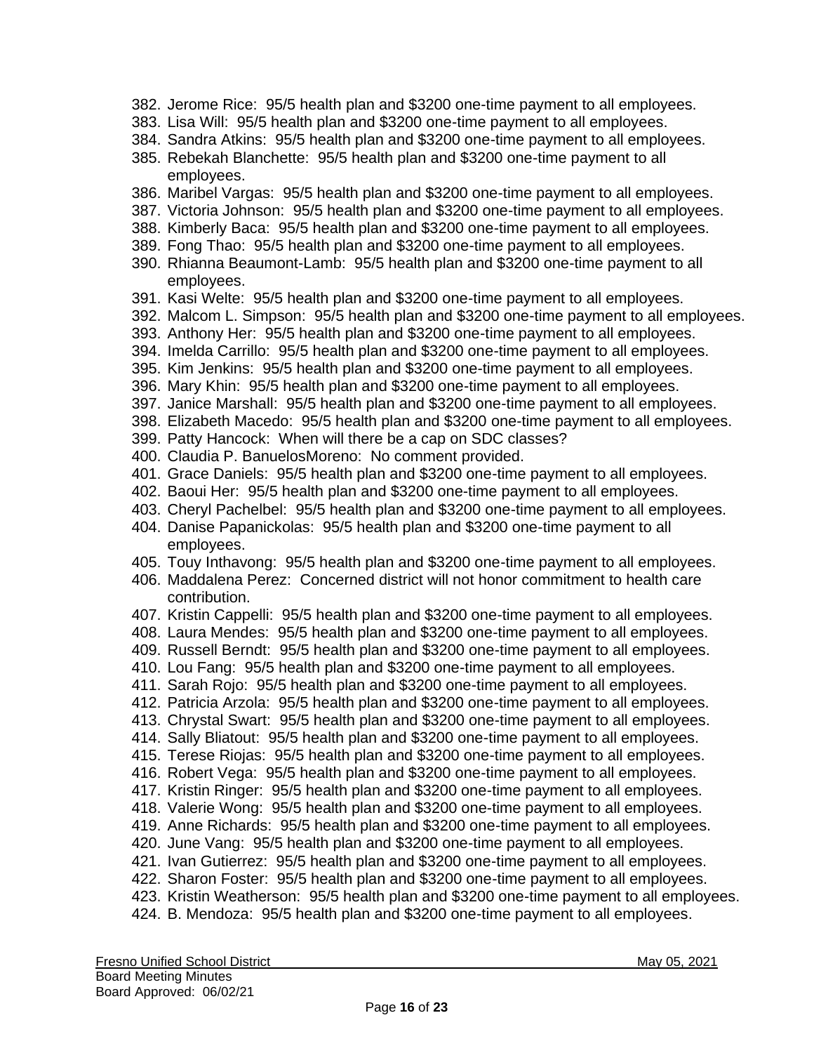382. Jerome Rice: 95/5 health plan and $3200 one-time payment to all employees.
383. Lisa Will: 95/5 health plan and $3200 one-time payment to all employees.
384. Sandra Atkins: 95/5 health plan and $3200 one-time payment to all employees.
385. Rebekah Blanchette: 95/5 health plan and $3200 one-time payment to all employees.
386. Maribel Vargas: 95/5 health plan and $3200 one-time payment to all employees.
387. Victoria Johnson: 95/5 health plan and $3200 one-time payment to all employees.
388. Kimberly Baca: 95/5 health plan and $3200 one-time payment to all employees.
389. Fong Thao: 95/5 health plan and $3200 one-time payment to all employees.
390. Rhianna Beaumont-Lamb: 95/5 health plan and $3200 one-time payment to all employees.
391. Kasi Welte: 95/5 health plan and $3200 one-time payment to all employees.
392. Malcom L. Simpson: 95/5 health plan and $3200 one-time payment to all employees.
393. Anthony Her: 95/5 health plan and $3200 one-time payment to all employees.
394. Imelda Carrillo: 95/5 health plan and $3200 one-time payment to all employees.
395. Kim Jenkins: 95/5 health plan and $3200 one-time payment to all employees.
396. Mary Khin: 95/5 health plan and $3200 one-time payment to all employees.
397. Janice Marshall: 95/5 health plan and $3200 one-time payment to all employees.
398. Elizabeth Macedo: 95/5 health plan and $3200 one-time payment to all employees.
399. Patty Hancock: When will there be a cap on SDC classes?
400. Claudia P. BanuelosMoreno: No comment provided.
401. Grace Daniels: 95/5 health plan and $3200 one-time payment to all employees.
402. Baoui Her: 95/5 health plan and $3200 one-time payment to all employees.
403. Cheryl Pachelbel: 95/5 health plan and $3200 one-time payment to all employees.
404. Danise Papanickolas: 95/5 health plan and $3200 one-time payment to all employees.
405. Touy Inthavong: 95/5 health plan and $3200 one-time payment to all employees.
406. Maddalena Perez: Concerned district will not honor commitment to health care contribution.
407. Kristin Cappelli: 95/5 health plan and $3200 one-time payment to all employees.
408. Laura Mendes: 95/5 health plan and $3200 one-time payment to all employees.
409. Russell Berndt: 95/5 health plan and $3200 one-time payment to all employees.
410. Lou Fang: 95/5 health plan and $3200 one-time payment to all employees.
411. Sarah Rojo: 95/5 health plan and $3200 one-time payment to all employees.
412. Patricia Arzola: 95/5 health plan and $3200 one-time payment to all employees.
413. Chrystal Swart: 95/5 health plan and $3200 one-time payment to all employees.
414. Sally Bliatout: 95/5 health plan and $3200 one-time payment to all employees.
415. Terese Riojas: 95/5 health plan and $3200 one-time payment to all employees.
416. Robert Vega: 95/5 health plan and $3200 one-time payment to all employees.
417. Kristin Ringer: 95/5 health plan and $3200 one-time payment to all employees.
418. Valerie Wong: 95/5 health plan and $3200 one-time payment to all employees.
419. Anne Richards: 95/5 health plan and $3200 one-time payment to all employees.
420. June Vang: 95/5 health plan and $3200 one-time payment to all employees.
421. Ivan Gutierrez: 95/5 health plan and $3200 one-time payment to all employees.
422. Sharon Foster: 95/5 health plan and $3200 one-time payment to all employees.
423. Kristin Weatherson: 95/5 health plan and $3200 one-time payment to all employees.
424. B. Mendoza: 95/5 health plan and $3200 one-time payment to all employees.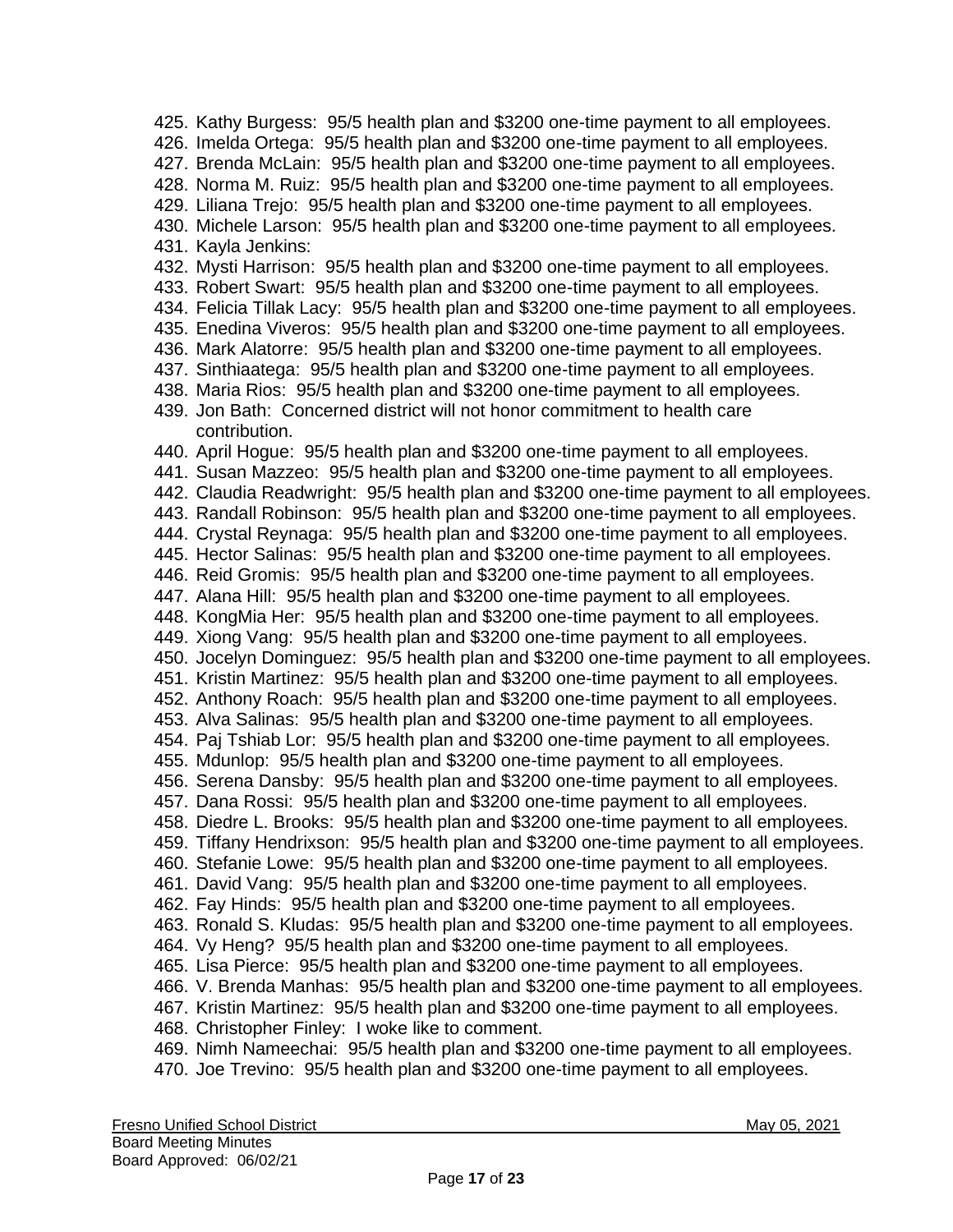425. Kathy Burgess: 95/5 health plan and $3200 one-time payment to all employees.
426. Imelda Ortega: 95/5 health plan and $3200 one-time payment to all employees.
427. Brenda McLain: 95/5 health plan and $3200 one-time payment to all employees.
428. Norma M. Ruiz: 95/5 health plan and $3200 one-time payment to all employees.
429. Liliana Trejo: 95/5 health plan and $3200 one-time payment to all employees.
430. Michele Larson: 95/5 health plan and $3200 one-time payment to all employees.
431. Kayla Jenkins:
432. Mysti Harrison: 95/5 health plan and $3200 one-time payment to all employees.
433. Robert Swart: 95/5 health plan and $3200 one-time payment to all employees.
434. Felicia Tillak Lacy: 95/5 health plan and $3200 one-time payment to all employees.
435. Enedina Viveros: 95/5 health plan and $3200 one-time payment to all employees.
436. Mark Alatorre: 95/5 health plan and $3200 one-time payment to all employees.
437. Sinthiaatega: 95/5 health plan and $3200 one-time payment to all employees.
438. Maria Rios: 95/5 health plan and $3200 one-time payment to all employees.
439. Jon Bath: Concerned district will not honor commitment to health care contribution.
440. April Hogue: 95/5 health plan and $3200 one-time payment to all employees.
441. Susan Mazzeo: 95/5 health plan and $3200 one-time payment to all employees.
442. Claudia Readwright: 95/5 health plan and $3200 one-time payment to all employees.
443. Randall Robinson: 95/5 health plan and $3200 one-time payment to all employees.
444. Crystal Reynaga: 95/5 health plan and $3200 one-time payment to all employees.
445. Hector Salinas: 95/5 health plan and $3200 one-time payment to all employees.
446. Reid Gromis: 95/5 health plan and $3200 one-time payment to all employees.
447. Alana Hill: 95/5 health plan and $3200 one-time payment to all employees.
448. KongMia Her: 95/5 health plan and $3200 one-time payment to all employees.
449. Xiong Vang: 95/5 health plan and $3200 one-time payment to all employees.
450. Jocelyn Dominguez: 95/5 health plan and $3200 one-time payment to all employees.
451. Kristin Martinez: 95/5 health plan and $3200 one-time payment to all employees.
452. Anthony Roach: 95/5 health plan and $3200 one-time payment to all employees.
453. Alva Salinas: 95/5 health plan and $3200 one-time payment to all employees.
454. Paj Tshiab Lor: 95/5 health plan and $3200 one-time payment to all employees.
455. Mdunlop: 95/5 health plan and $3200 one-time payment to all employees.
456. Serena Dansby: 95/5 health plan and $3200 one-time payment to all employees.
457. Dana Rossi: 95/5 health plan and $3200 one-time payment to all employees.
458. Diedre L. Brooks: 95/5 health plan and $3200 one-time payment to all employees.
459. Tiffany Hendrixson: 95/5 health plan and $3200 one-time payment to all employees.
460. Stefanie Lowe: 95/5 health plan and $3200 one-time payment to all employees.
461. David Vang: 95/5 health plan and $3200 one-time payment to all employees.
462. Fay Hinds: 95/5 health plan and $3200 one-time payment to all employees.
463. Ronald S. Kludas: 95/5 health plan and $3200 one-time payment to all employees.
464. Vy Heng? 95/5 health plan and $3200 one-time payment to all employees.
465. Lisa Pierce: 95/5 health plan and $3200 one-time payment to all employees.
466. V. Brenda Manhas: 95/5 health plan and $3200 one-time payment to all employees.
467. Kristin Martinez: 95/5 health plan and $3200 one-time payment to all employees.
468. Christopher Finley: I woke like to comment.
469. Nimh Nameechai: 95/5 health plan and $3200 one-time payment to all employees.
470. Joe Trevino: 95/5 health plan and $3200 one-time payment to all employees.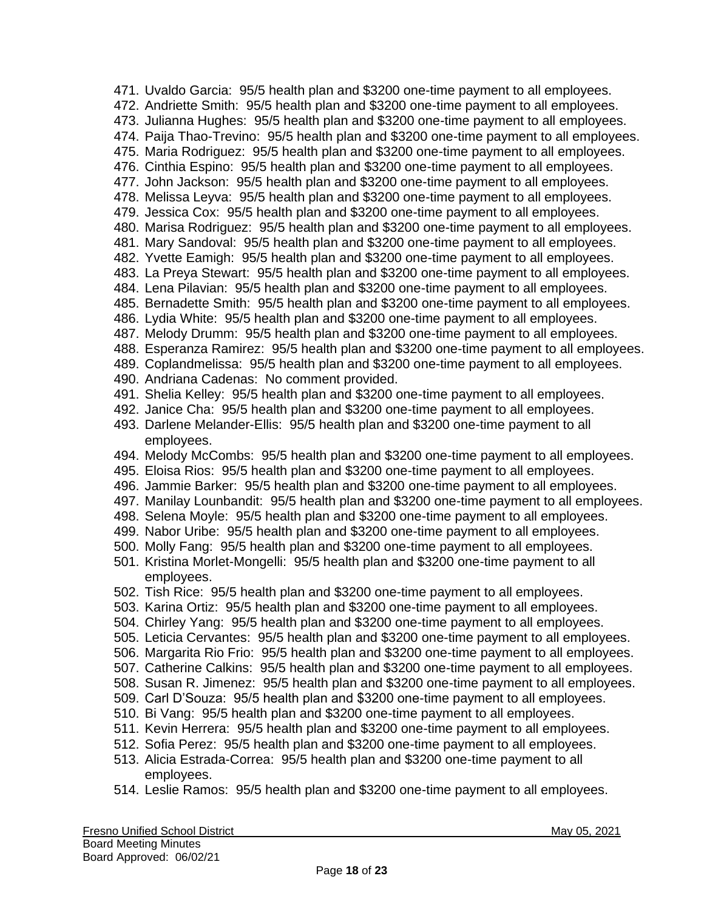471. Uvaldo Garcia: 95/5 health plan and $3200 one-time payment to all employees.
472. Andriette Smith: 95/5 health plan and $3200 one-time payment to all employees.
473. Julianna Hughes: 95/5 health plan and $3200 one-time payment to all employees.
474. Paija Thao-Trevino: 95/5 health plan and $3200 one-time payment to all employees.
475. Maria Rodriguez: 95/5 health plan and $3200 one-time payment to all employees.
476. Cinthia Espino: 95/5 health plan and $3200 one-time payment to all employees.
477. John Jackson: 95/5 health plan and $3200 one-time payment to all employees.
478. Melissa Leyva: 95/5 health plan and $3200 one-time payment to all employees.
479. Jessica Cox: 95/5 health plan and $3200 one-time payment to all employees.
480. Marisa Rodriguez: 95/5 health plan and $3200 one-time payment to all employees.
481. Mary Sandoval: 95/5 health plan and $3200 one-time payment to all employees.
482. Yvette Eamigh: 95/5 health plan and $3200 one-time payment to all employees.
483. La Preya Stewart: 95/5 health plan and $3200 one-time payment to all employees.
484. Lena Pilavian: 95/5 health plan and $3200 one-time payment to all employees.
485. Bernadette Smith: 95/5 health plan and $3200 one-time payment to all employees.
486. Lydia White: 95/5 health plan and $3200 one-time payment to all employees.
487. Melody Drumm: 95/5 health plan and $3200 one-time payment to all employees.
488. Esperanza Ramirez: 95/5 health plan and $3200 one-time payment to all employees.
489. Coplandmelissa: 95/5 health plan and $3200 one-time payment to all employees.
490. Andriana Cadenas: No comment provided.
491. Shelia Kelley: 95/5 health plan and $3200 one-time payment to all employees.
492. Janice Cha: 95/5 health plan and $3200 one-time payment to all employees.
493. Darlene Melander-Ellis: 95/5 health plan and $3200 one-time payment to all employees.
494. Melody McCombs: 95/5 health plan and $3200 one-time payment to all employees.
495. Eloisa Rios: 95/5 health plan and $3200 one-time payment to all employees.
496. Jammie Barker: 95/5 health plan and $3200 one-time payment to all employees.
497. Manilay Lounbandit: 95/5 health plan and $3200 one-time payment to all employees.
498. Selena Moyle: 95/5 health plan and $3200 one-time payment to all employees.
499. Nabor Uribe: 95/5 health plan and $3200 one-time payment to all employees.
500. Molly Fang: 95/5 health plan and $3200 one-time payment to all employees.
501. Kristina Morlet-Mongelli: 95/5 health plan and $3200 one-time payment to all employees.
502. Tish Rice: 95/5 health plan and $3200 one-time payment to all employees.
503. Karina Ortiz: 95/5 health plan and $3200 one-time payment to all employees.
504. Chirley Yang: 95/5 health plan and $3200 one-time payment to all employees.
505. Leticia Cervantes: 95/5 health plan and $3200 one-time payment to all employees.
506. Margarita Rio Frio: 95/5 health plan and $3200 one-time payment to all employees.
507. Catherine Calkins: 95/5 health plan and $3200 one-time payment to all employees.
508. Susan R. Jimenez: 95/5 health plan and $3200 one-time payment to all employees.
509. Carl D'Souza: 95/5 health plan and $3200 one-time payment to all employees.
510. Bi Vang: 95/5 health plan and $3200 one-time payment to all employees.
511. Kevin Herrera: 95/5 health plan and $3200 one-time payment to all employees.
512. Sofia Perez: 95/5 health plan and $3200 one-time payment to all employees.
513. Alicia Estrada-Correa: 95/5 health plan and $3200 one-time payment to all employees.
514. Leslie Ramos: 95/5 health plan and $3200 one-time payment to all employees.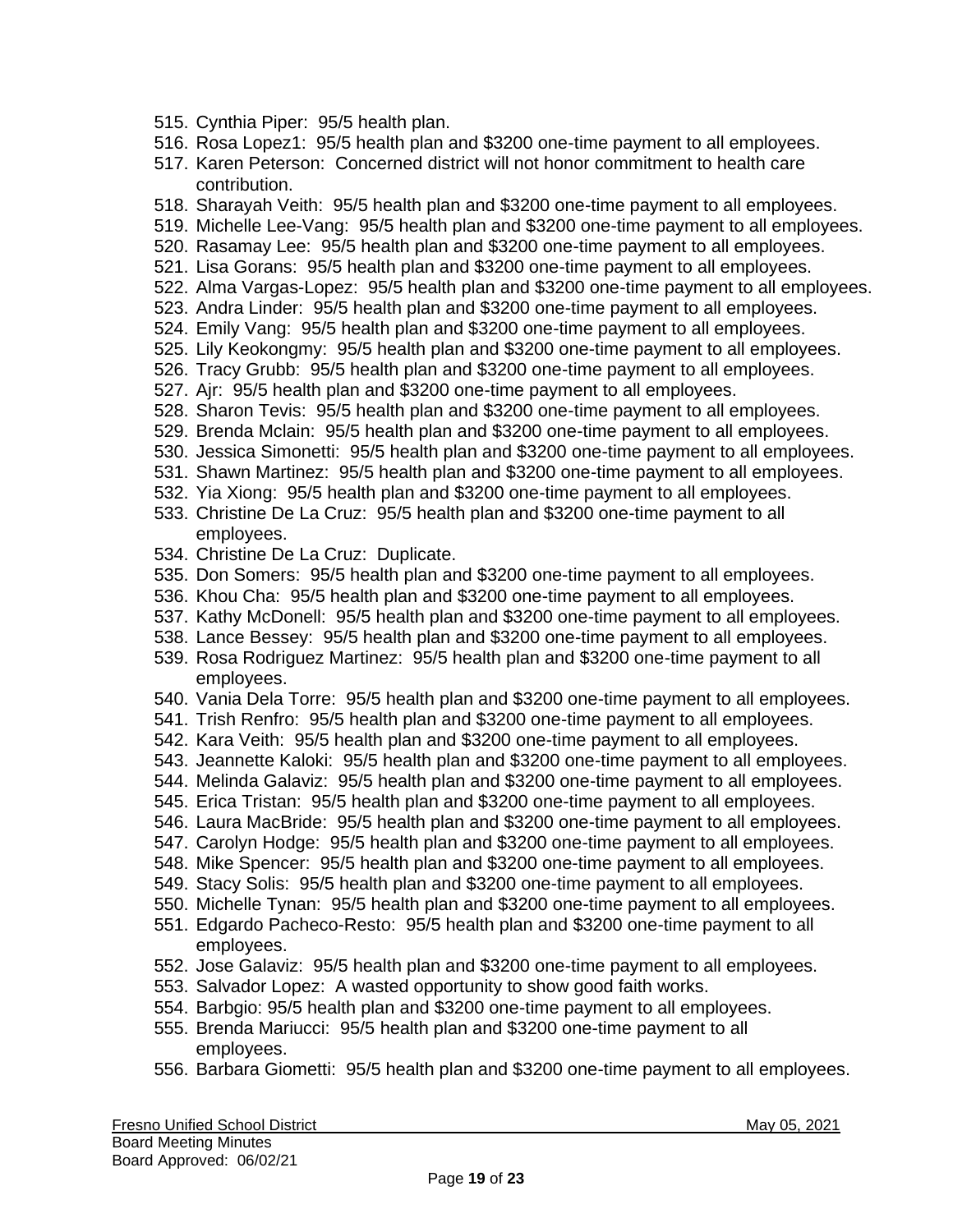515. Cynthia Piper: 95/5 health plan.
516. Rosa Lopez1: 95/5 health plan and $3200 one-time payment to all employees.
517. Karen Peterson: Concerned district will not honor commitment to health care contribution.
518. Sharayah Veith: 95/5 health plan and $3200 one-time payment to all employees.
519. Michelle Lee-Vang: 95/5 health plan and $3200 one-time payment to all employees.
520. Rasamay Lee: 95/5 health plan and $3200 one-time payment to all employees.
521. Lisa Gorans: 95/5 health plan and $3200 one-time payment to all employees.
522. Alma Vargas-Lopez: 95/5 health plan and $3200 one-time payment to all employees.
523. Andra Linder: 95/5 health plan and $3200 one-time payment to all employees.
524. Emily Vang: 95/5 health plan and $3200 one-time payment to all employees.
525. Lily Keokongmy: 95/5 health plan and $3200 one-time payment to all employees.
526. Tracy Grubb: 95/5 health plan and $3200 one-time payment to all employees.
527. Ajr: 95/5 health plan and $3200 one-time payment to all employees.
528. Sharon Tevis: 95/5 health plan and $3200 one-time payment to all employees.
529. Brenda Mclain: 95/5 health plan and $3200 one-time payment to all employees.
530. Jessica Simonetti: 95/5 health plan and $3200 one-time payment to all employees.
531. Shawn Martinez: 95/5 health plan and $3200 one-time payment to all employees.
532. Yia Xiong: 95/5 health plan and $3200 one-time payment to all employees.
533. Christine De La Cruz: 95/5 health plan and $3200 one-time payment to all employees.
534. Christine De La Cruz: Duplicate.
535. Don Somers: 95/5 health plan and $3200 one-time payment to all employees.
536. Khou Cha: 95/5 health plan and $3200 one-time payment to all employees.
537. Kathy McDonell: 95/5 health plan and $3200 one-time payment to all employees.
538. Lance Bessey: 95/5 health plan and $3200 one-time payment to all employees.
539. Rosa Rodriguez Martinez: 95/5 health plan and $3200 one-time payment to all employees.
540. Vania Dela Torre: 95/5 health plan and $3200 one-time payment to all employees.
541. Trish Renfro: 95/5 health plan and $3200 one-time payment to all employees.
542. Kara Veith: 95/5 health plan and $3200 one-time payment to all employees.
543. Jeannette Kaloki: 95/5 health plan and $3200 one-time payment to all employees.
544. Melinda Galaviz: 95/5 health plan and $3200 one-time payment to all employees.
545. Erica Tristan: 95/5 health plan and $3200 one-time payment to all employees.
546. Laura MacBride: 95/5 health plan and $3200 one-time payment to all employees.
547. Carolyn Hodge: 95/5 health plan and $3200 one-time payment to all employees.
548. Mike Spencer: 95/5 health plan and $3200 one-time payment to all employees.
549. Stacy Solis: 95/5 health plan and $3200 one-time payment to all employees.
550. Michelle Tynan: 95/5 health plan and $3200 one-time payment to all employees.
551. Edgardo Pacheco-Resto: 95/5 health plan and $3200 one-time payment to all employees.
552. Jose Galaviz: 95/5 health plan and $3200 one-time payment to all employees.
553. Salvador Lopez: A wasted opportunity to show good faith works.
554. Barbgio: 95/5 health plan and $3200 one-time payment to all employees.
555. Brenda Mariucci: 95/5 health plan and $3200 one-time payment to all employees.
556. Barbara Giometti: 95/5 health plan and $3200 one-time payment to all employees.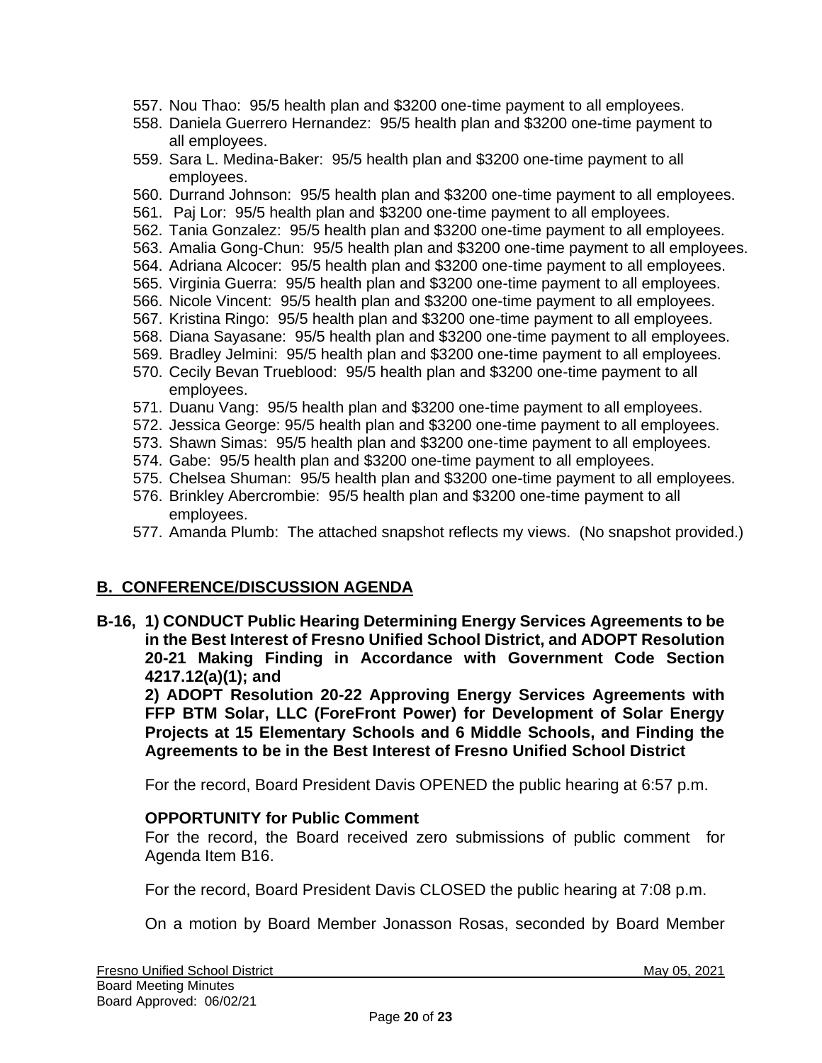557. Nou Thao: 95/5 health plan and $3200 one-time payment to all employees.
558. Daniela Guerrero Hernandez: 95/5 health plan and $3200 one-time payment to all employees.
559. Sara L. Medina-Baker: 95/5 health plan and $3200 one-time payment to all employees.
560. Durrand Johnson: 95/5 health plan and $3200 one-time payment to all employees.
561. Paj Lor: 95/5 health plan and $3200 one-time payment to all employees.
562. Tania Gonzalez: 95/5 health plan and $3200 one-time payment to all employees.
563. Amalia Gong-Chun: 95/5 health plan and $3200 one-time payment to all employees.
564. Adriana Alcocer: 95/5 health plan and $3200 one-time payment to all employees.
565. Virginia Guerra: 95/5 health plan and $3200 one-time payment to all employees.
566. Nicole Vincent: 95/5 health plan and $3200 one-time payment to all employees.
567. Kristina Ringo: 95/5 health plan and $3200 one-time payment to all employees.
568. Diana Sayasane: 95/5 health plan and $3200 one-time payment to all employees.
569. Bradley Jelmini: 95/5 health plan and $3200 one-time payment to all employees.
570. Cecily Bevan Trueblood: 95/5 health plan and $3200 one-time payment to all employees.
571. Duanu Vang: 95/5 health plan and $3200 one-time payment to all employees.
572. Jessica George: 95/5 health plan and $3200 one-time payment to all employees.
573. Shawn Simas: 95/5 health plan and $3200 one-time payment to all employees.
574. Gabe: 95/5 health plan and $3200 one-time payment to all employees.
575. Chelsea Shuman: 95/5 health plan and $3200 one-time payment to all employees.
576. Brinkley Abercrombie: 95/5 health plan and $3200 one-time payment to all employees.
577. Amanda Plumb: The attached snapshot reflects my views. (No snapshot provided.)

## B. CONFERENCE/DISCUSSION AGENDA

**B-16, 1) CONDUCT Public Hearing Determining Energy Services Agreements to be in the Best Interest of Fresno Unified School District, and ADOPT Resolution 20-21 Making Finding in Accordance with Government Code Section 4217.12(a)(1); and**

**2) ADOPT Resolution 20-22 Approving Energy Services Agreements with FFP BTM Solar, LLC (ForeFront Power) for Development of Solar Energy Projects at 15 Elementary Schools and 6 Middle Schools, and Finding the Agreements to be in the Best Interest of Fresno Unified School District**

For the record, Board President Davis OPENED the public hearing at 6:57 p.m.

**OPPORTUNITY for Public Comment**

For the record, the Board received zero submissions of public comment for Agenda Item B16.

For the record, Board President Davis CLOSED the public hearing at 7:08 p.m.

On a motion by Board Member Jonasson Rosas, seconded by Board Member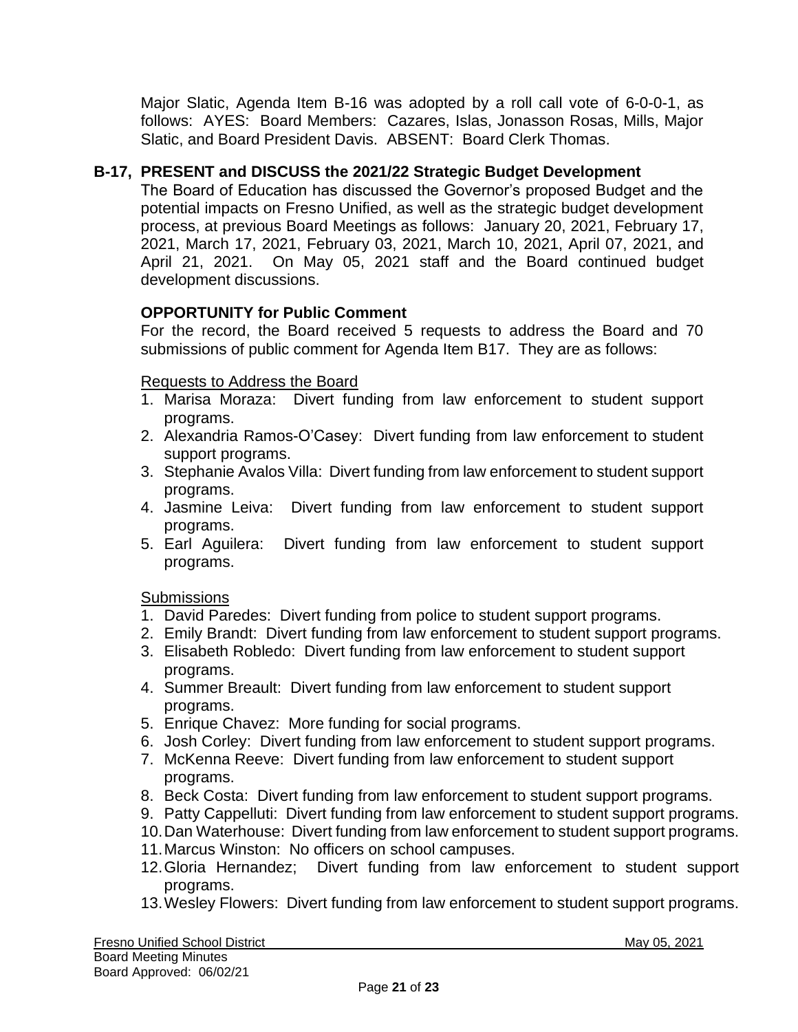Major Slatic, Agenda Item B-16 was adopted by a roll call vote of 6-0-0-1, as follows: AYES: Board Members: Cazares, Islas, Jonasson Rosas, Mills, Major Slatic, and Board President Davis. ABSENT: Board Clerk Thomas.

**B-17, PRESENT and DISCUSS the 2021/22 Strategic Budget Development**

The Board of Education has discussed the Governor's proposed Budget and the potential impacts on Fresno Unified, as well as the strategic budget development process, at previous Board Meetings as follows: January 20, 2021, February 17, 2021, March 17, 2021, February 03, 2021, March 10, 2021, April 07, 2021, and April 21, 2021. On May 05, 2021 staff and the Board continued budget development discussions.

**OPPORTUNITY for Public Comment**

For the record, the Board received 5 requests to address the Board and 70 submissions of public comment for Agenda Item B17. They are as follows:

Requests to Address the Board

1. Marisa Moraza: Divert funding from law enforcement to student support programs.
2. Alexandria Ramos-O'Casey: Divert funding from law enforcement to student support programs.
3. Stephanie Avalos Villa: Divert funding from law enforcement to student support programs.
4. Jasmine Leiva: Divert funding from law enforcement to student support programs.
5. Earl Aguilera: Divert funding from law enforcement to student support programs.

Submissions

1. David Paredes: Divert funding from police to student support programs.
2. Emily Brandt: Divert funding from law enforcement to student support programs.
3. Elisabeth Robledo: Divert funding from law enforcement to student support programs.
4. Summer Breault: Divert funding from law enforcement to student support programs.
5. Enrique Chavez: More funding for social programs.
6. Josh Corley: Divert funding from law enforcement to student support programs.
7. McKenna Reeve: Divert funding from law enforcement to student support programs.
8. Beck Costa: Divert funding from law enforcement to student support programs.
9. Patty Cappelluti: Divert funding from law enforcement to student support programs.
10. Dan Waterhouse: Divert funding from law enforcement to student support programs.
11. Marcus Winston: No officers on school campuses.
12. Gloria Hernandez; Divert funding from law enforcement to student support programs.
13. Wesley Flowers: Divert funding from law enforcement to student support programs.

Fresno Unified School District May 05, 2021
Board Meeting Minutes
Board Approved: 06/02/21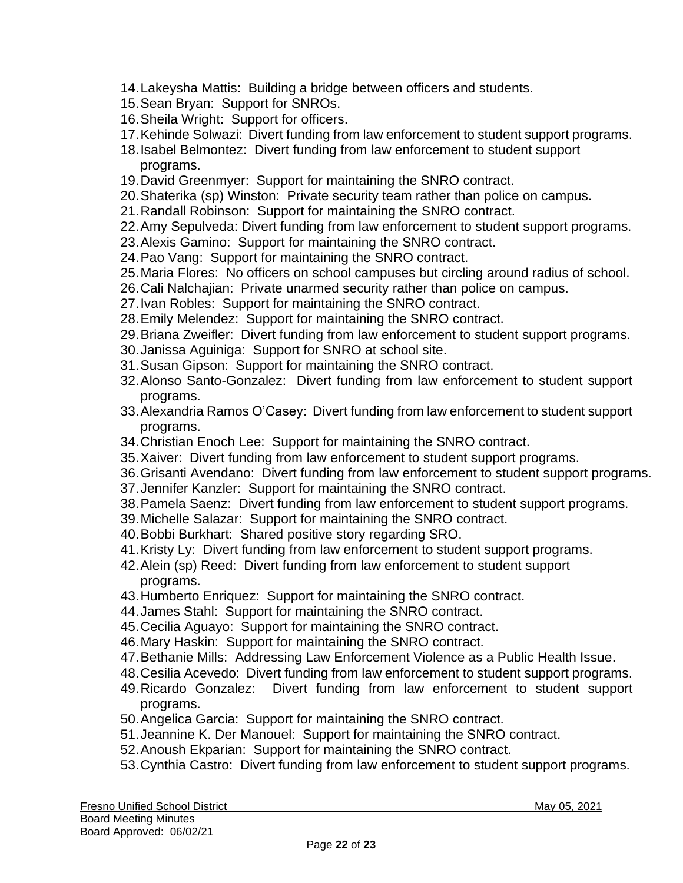14. Lakeysha Mattis: Building a bridge between officers and students.
15. Sean Bryan: Support for SNROs.
16. Sheila Wright: Support for officers.
17. Kehinde Solwazi: Divert funding from law enforcement to student support programs.
18. Isabel Belmontez: Divert funding from law enforcement to student support programs.
19. David Greenmyer: Support for maintaining the SNRO contract.
20. Shaterika (sp) Winston: Private security team rather than police on campus.
21. Randall Robinson: Support for maintaining the SNRO contract.
22. Amy Sepulveda: Divert funding from law enforcement to student support programs.
23. Alexis Gamino: Support for maintaining the SNRO contract.
24. Pao Vang: Support for maintaining the SNRO contract.
25. Maria Flores: No officers on school campuses but circling around radius of school.
26. Cali Nalchajian: Private unarmed security rather than police on campus.
27. Ivan Robles: Support for maintaining the SNRO contract.
28. Emily Melendez: Support for maintaining the SNRO contract.
29. Briana Zweifler: Divert funding from law enforcement to student support programs.
30. Janissa Aguiniga: Support for SNRO at school site.
31. Susan Gipson: Support for maintaining the SNRO contract.
32. Alonso Santo-Gonzalez: Divert funding from law enforcement to student support programs.
33. Alexandria Ramos O'Casey: Divert funding from law enforcement to student support programs.
34. Christian Enoch Lee: Support for maintaining the SNRO contract.
35. Xaiver: Divert funding from law enforcement to student support programs.
36. Grisanti Avendano: Divert funding from law enforcement to student support programs.
37. Jennifer Kanzler: Support for maintaining the SNRO contract.
38. Pamela Saenz: Divert funding from law enforcement to student support programs.
39. Michelle Salazar: Support for maintaining the SNRO contract.
40. Bobbi Burkhart: Shared positive story regarding SRO.
41. Kristy Ly: Divert funding from law enforcement to student support programs.
42. Alein (sp) Reed: Divert funding from law enforcement to student support programs.
43. Humberto Enriquez: Support for maintaining the SNRO contract.
44. James Stahl: Support for maintaining the SNRO contract.
45. Cecilia Aguayo: Support for maintaining the SNRO contract.
46. Mary Haskin: Support for maintaining the SNRO contract.
47. Bethanie Mills: Addressing Law Enforcement Violence as a Public Health Issue.
48. Cesilia Acevedo: Divert funding from law enforcement to student support programs.
49. Ricardo Gonzalez: Divert funding from law enforcement to student support programs.
50. Angelica Garcia: Support for maintaining the SNRO contract.
51. Jeannine K. Der Manouel: Support for maintaining the SNRO contract.
52. Anoush Ekparian: Support for maintaining the SNRO contract.
53. Cynthia Castro: Divert funding from law enforcement to student support programs.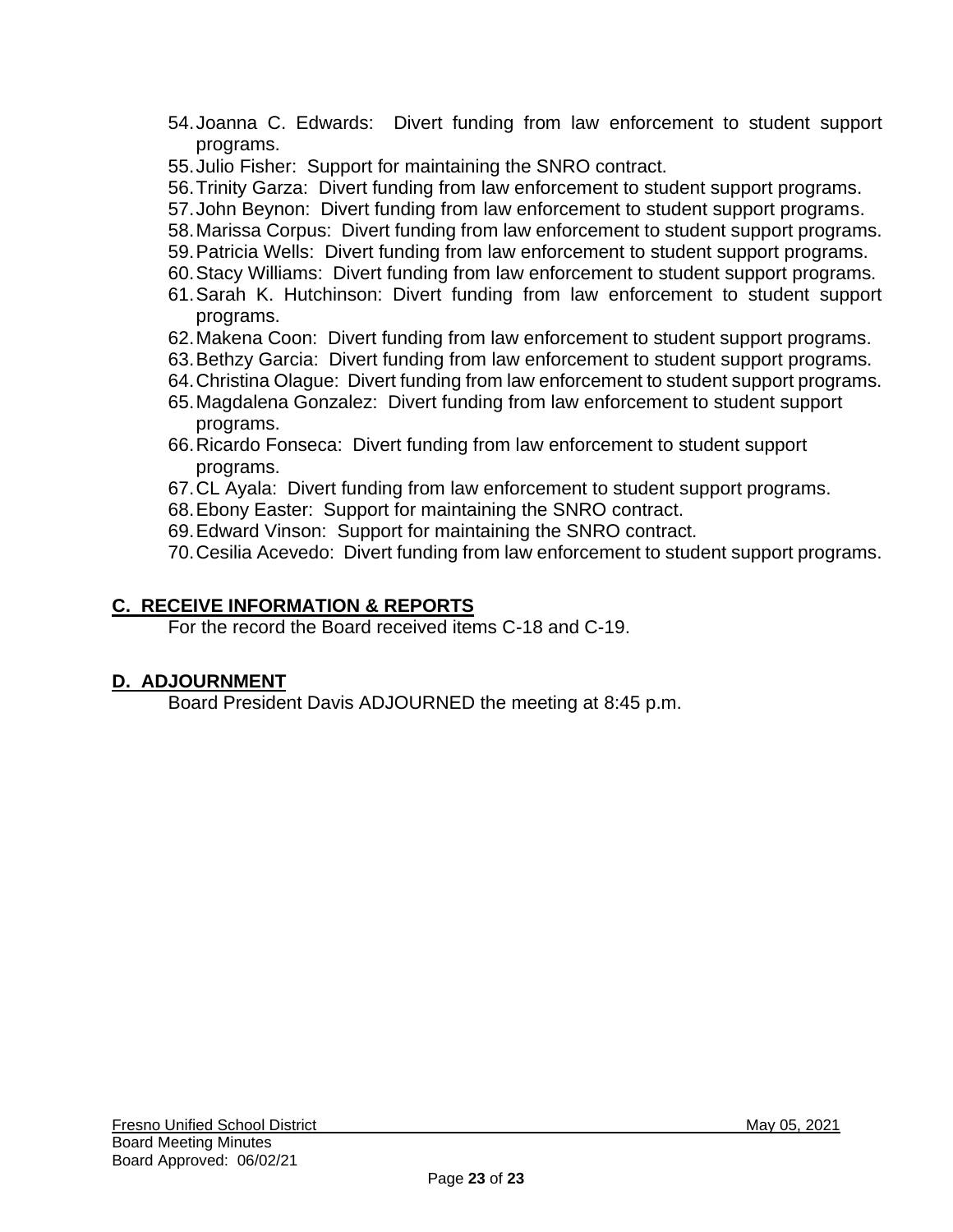54. Joanna C. Edwards: Divert funding from law enforcement to student support programs.
55. Julio Fisher: Support for maintaining the SNRO contract.
56. Trinity Garza: Divert funding from law enforcement to student support programs.
57. John Beynon: Divert funding from law enforcement to student support programs.
58. Marissa Corpus: Divert funding from law enforcement to student support programs.
59. Patricia Wells: Divert funding from law enforcement to student support programs.
60. Stacy Williams: Divert funding from law enforcement to student support programs.
61. Sarah K. Hutchinson: Divert funding from law enforcement to student support programs.
62. Makena Coon: Divert funding from law enforcement to student support programs.
63. Bethzy Garcia: Divert funding from law enforcement to student support programs.
64. Christina Olague: Divert funding from law enforcement to student support programs.
65. Magdalena Gonzalez: Divert funding from law enforcement to student support programs.
66. Ricardo Fonseca: Divert funding from law enforcement to student support programs.
67. CL Ayala: Divert funding from law enforcement to student support programs.
68. Ebony Easter: Support for maintaining the SNRO contract.
69. Edward Vinson: Support for maintaining the SNRO contract.
70. Cesilia Acevedo: Divert funding from law enforcement to student support programs.

## C. RECEIVE INFORMATION & REPORTS

For the record the Board received items C-18 and C-19.

## D. ADJOURNMENT

Board President Davis ADJOURNED the meeting at 8:45 p.m.